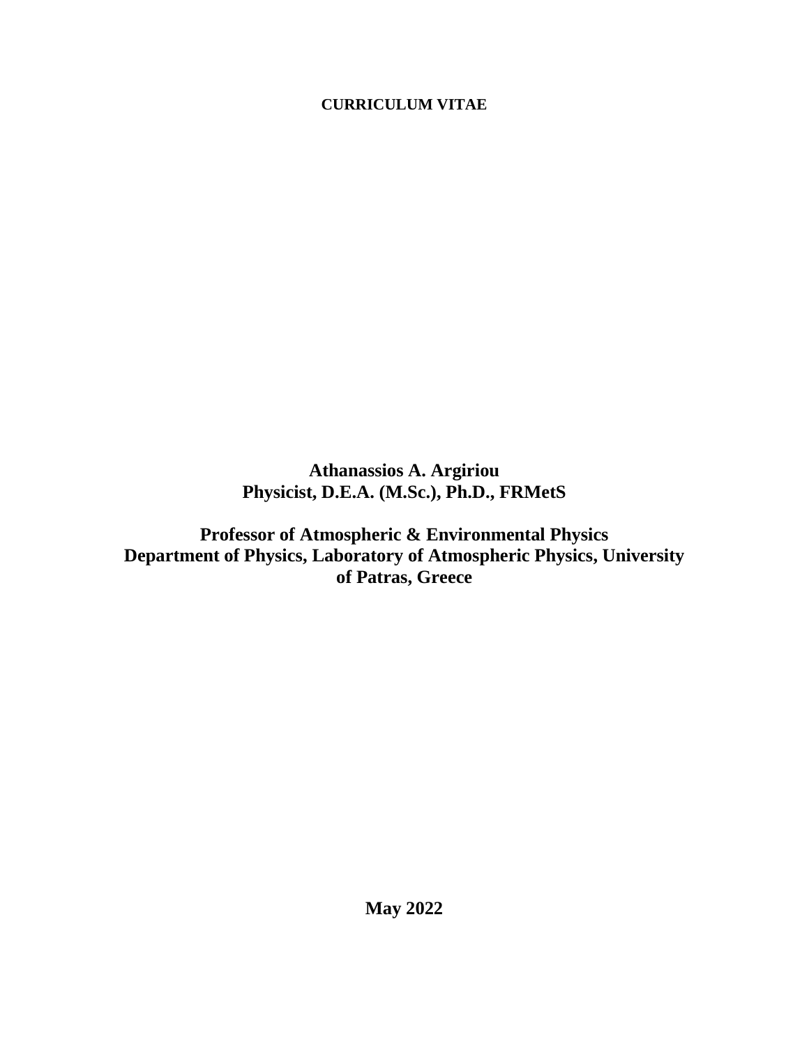**CURRICULUM VITAE**

**Athanassios A. Argiriou**
**Physicist, D.E.A. (M.Sc.), Ph.D., FRMetS**

**Professor of Atmospheric & Environmental Physics**
**Department of Physics, Laboratory of Atmospheric Physics, University of Patras, Greece**

**May 2022**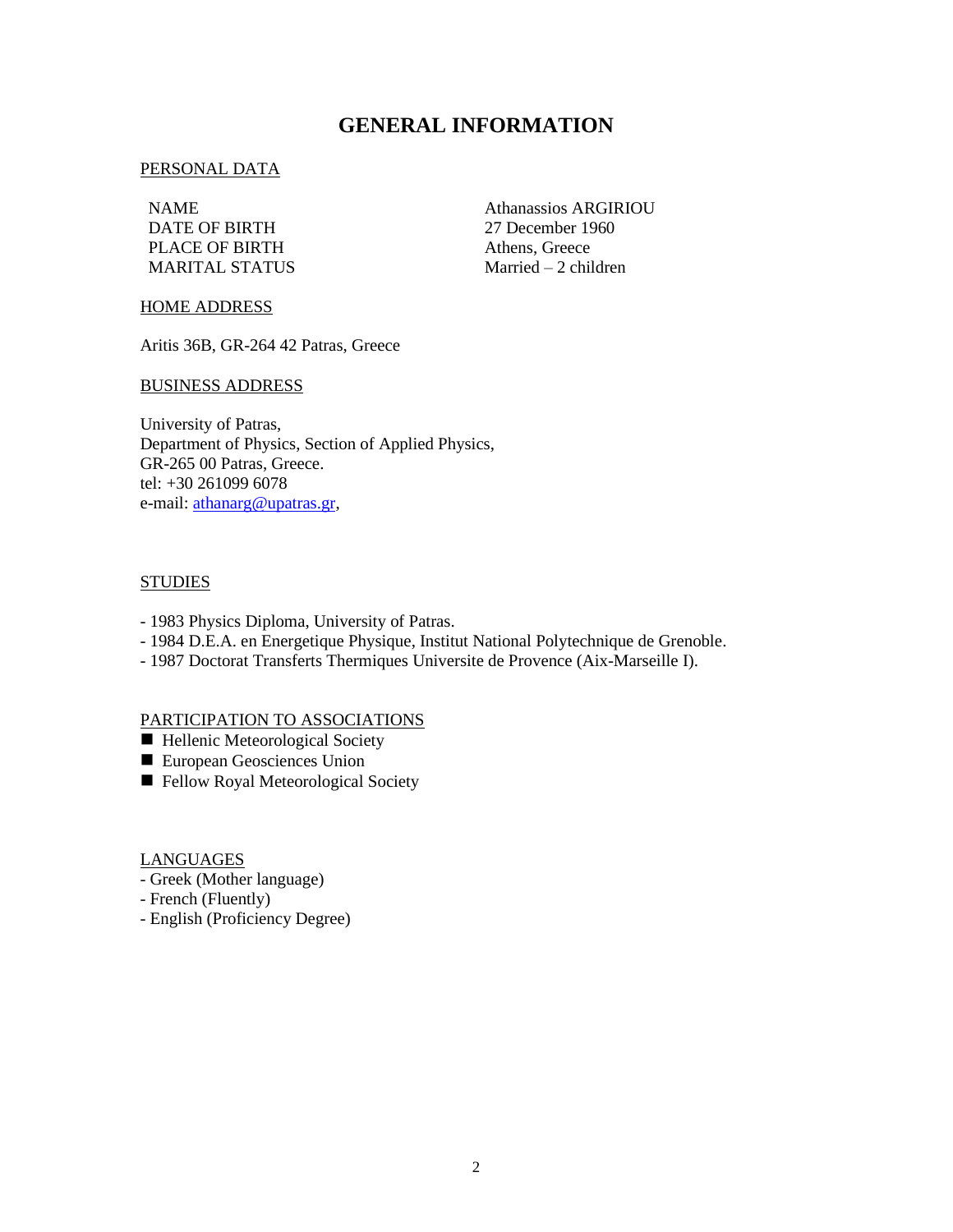# GENERAL INFORMATION

## PERSONAL DATA

| | |
|---|---|
| NAME | Athanassios ARGIRIOU |
| DATE OF BIRTH | 27 December 1960 |
| PLACE OF BIRTH | Athens, Greece |
| MARITAL STATUS | Married – 2 children |

## HOME ADDRESS

Aritis 36B, GR-264 42 Patras, Greece

## BUSINESS ADDRESS

University of Patras,
Department of Physics, Section of Applied Physics,
GR-265 00 Patras, Greece.
tel: +30 261099 6078
e-mail: athanarg@upatras.gr,

## STUDIES

- 1983 Physics Diploma, University of Patras.
- 1984 D.E.A. en Energetique Physique, Institut National Polytechnique de Grenoble.
- 1987 Doctorat Transferts Thermiques Universite de Provence (Aix-Marseille I).

## PARTICIPATION TO ASSOCIATIONS

- Hellenic Meteorological Society
- European Geosciences Union
- Fellow Royal Meteorological Society

## LANGUAGES

- Greek (Mother language)
- French (Fluently)
- English (Proficiency Degree)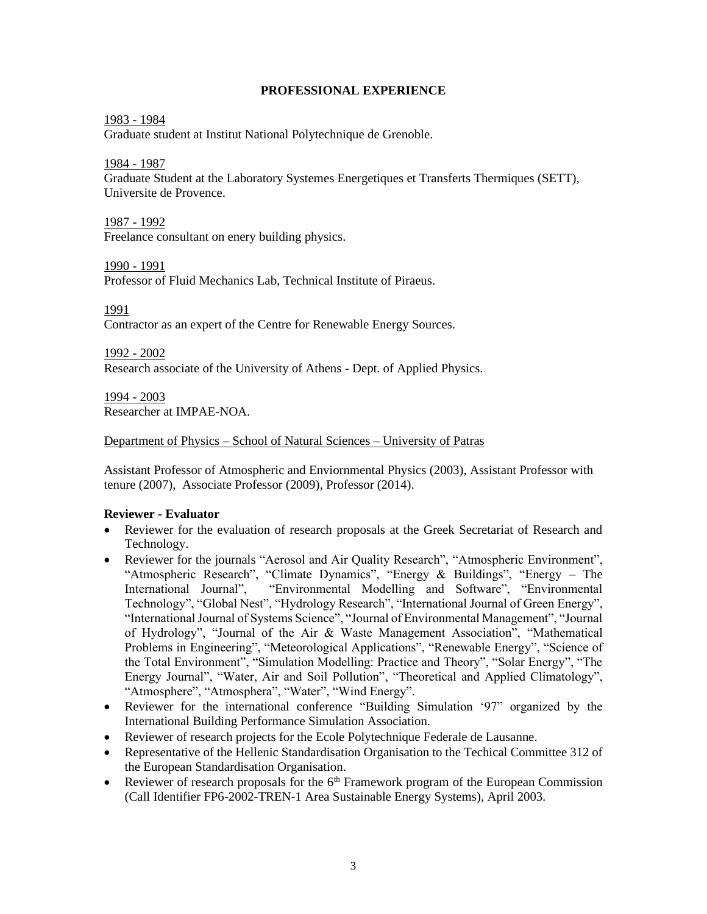## PROFESSIONAL EXPERIENCE

1983 - 1984
Graduate student at Institut National Polytechnique de Grenoble.

1984 - 1987
Graduate Student at the Laboratory Systemes Energetiques et Transferts Thermiques (SETT), Universite de Provence.

1987 - 1992
Freelance consultant on enery building physics.

1990 - 1991
Professor of Fluid Mechanics Lab, Technical Institute of Piraeus.

1991
Contractor as an expert of the Centre for Renewable Energy Sources.

1992 - 2002
Research associate of the University of Athens - Dept. of Applied Physics.

1994 - 2003
Researcher at IMPAE-NOA.

Department of Physics – School of Natural Sciences – University of Patras

Assistant Professor of Atmospheric and Enviornmental Physics (2003), Assistant Professor with tenure (2007), Associate Professor (2009), Professor (2014).

**Reviewer - Evaluator**

- Reviewer for the evaluation of research proposals at the Greek Secretariat of Research and Technology.
- Reviewer for the journals "Aerosol and Air Quality Research", "Atmospheric Environment", "Atmospheric Research", "Climate Dynamics", "Energy & Buildings", "Energy – The International Journal", "Environmental Modelling and Software", "Environmental Technology", "Global Nest", "Hydrology Research", "International Journal of Green Energy", "International Journal of Systems Science", "Journal of Environmental Management", "Journal of Hydrology", "Journal of the Air & Waste Management Association", "Mathematical Problems in Engineering", "Meteorological Applications", "Renewable Energy", "Science of the Total Environment", "Simulation Modelling: Practice and Theory", "Solar Energy", "The Energy Journal", "Water, Air and Soil Pollution", "Theoretical and Applied Climatology", "Atmosphere", "Atmosphera", "Water", "Wind Energy".
- Reviewer for the international conference "Building Simulation '97" organized by the International Building Performance Simulation Association.
- Reviewer of research projects for the Ecole Polytechnique Federale de Lausanne.
- Representative of the Hellenic Standardisation Organisation to the Techical Committee 312 of the European Standardisation Organisation.
- Reviewer of research proposals for the 6th Framework program of the European Commission (Call Identifier FP6-2002-TREN-1 Area Sustainable Energy Systems), April 2003.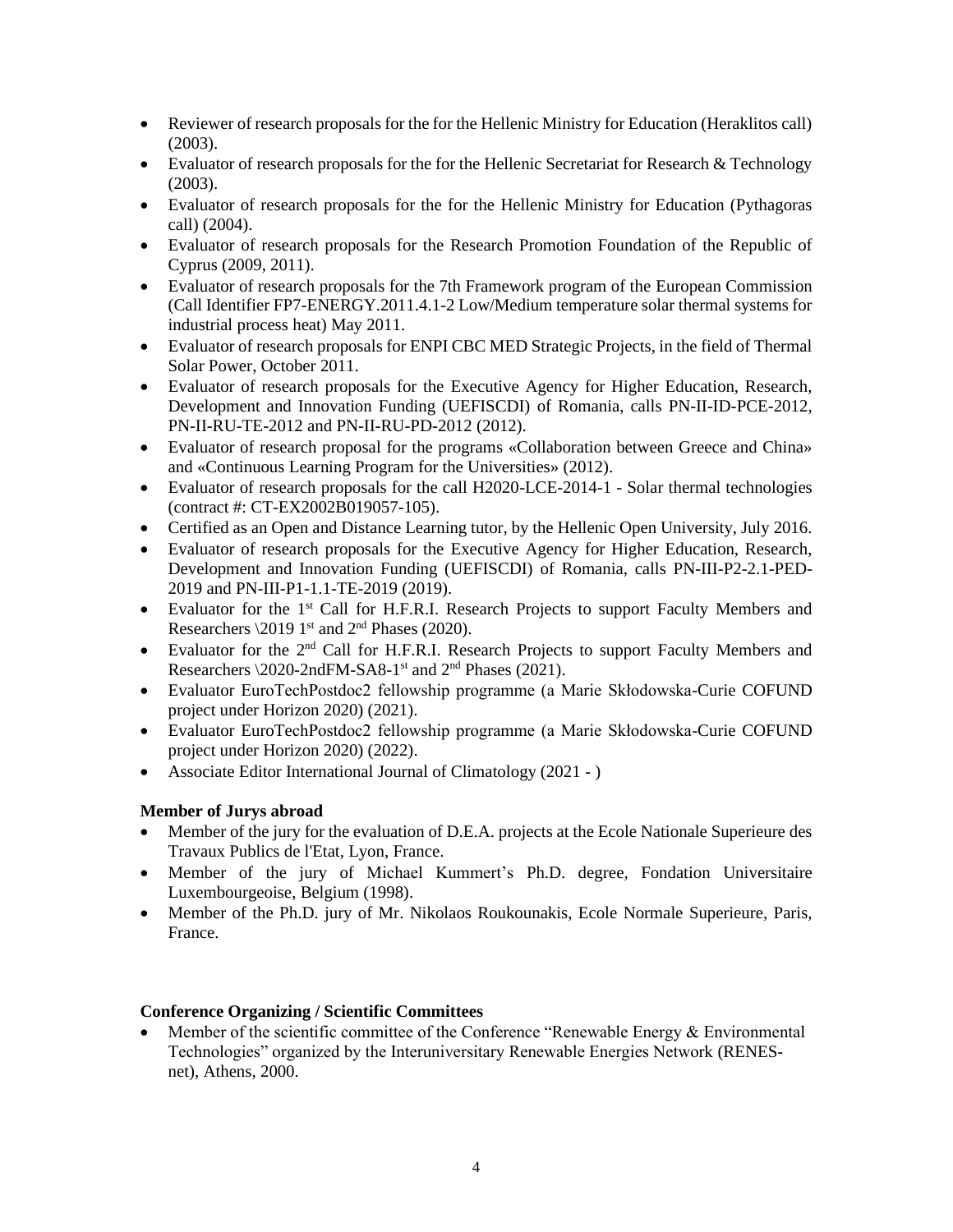- Reviewer of research proposals for the for the Hellenic Ministry for Education (Heraklitos call) (2003).
- Evaluator of research proposals for the for the Hellenic Secretariat for Research & Technology (2003).
- Evaluator of research proposals for the for the Hellenic Ministry for Education (Pythagoras call) (2004).
- Evaluator of research proposals for the Research Promotion Foundation of the Republic of Cyprus (2009, 2011).
- Evaluator of research proposals for the 7th Framework program of the European Commission (Call Identifier FP7-ENERGY.2011.4.1-2 Low/Medium temperature solar thermal systems for industrial process heat) May 2011.
- Evaluator of research proposals for ENPI CBC MED Strategic Projects, in the field of Thermal Solar Power, October 2011.
- Evaluator of research proposals for the Executive Agency for Higher Education, Research, Development and Innovation Funding (UEFISCDI) of Romania, calls PN-II-ID-PCE-2012, PN-II-RU-TE-2012 and PN-II-RU-PD-2012 (2012).
- Evaluator of research proposal for the programs «Collaboration between Greece and China» and «Continuous Learning Program for the Universities» (2012).
- Evaluator of research proposals for the call H2020-LCE-2014-1 - Solar thermal technologies (contract #: CT-EX2002B019057-105).
- Certified as an Open and Distance Learning tutor, by the Hellenic Open University, July 2016.
- Evaluator of research proposals for the Executive Agency for Higher Education, Research, Development and Innovation Funding (UEFISCDI) of Romania, calls PN-III-P2-2.1-PED-2019 and PN-III-P1-1.1-TE-2019 (2019).
- Evaluator for the 1st Call for H.F.R.I. Research Projects to support Faculty Members and Researchers \2019 1st and 2nd Phases (2020).
- Evaluator for the 2nd Call for H.F.R.I. Research Projects to support Faculty Members and Researchers \2020-2ndFM-SA8-1st and 2nd Phases (2021).
- Evaluator EuroTechPostdoc2 fellowship programme (a Marie Skłodowska-Curie COFUND project under Horizon 2020) (2021).
- Evaluator EuroTechPostdoc2 fellowship programme (a Marie Skłodowska-Curie COFUND project under Horizon 2020) (2022).
- Associate Editor International Journal of Climatology (2021 - )

**Member of Jurys abroad**

- Member of the jury for the evaluation of D.E.A. projects at the Ecole Nationale Superieure des Travaux Publics de l'Etat, Lyon, France.
- Member of the jury of Michael Kummert's Ph.D. degree, Fondation Universitaire Luxembourgeoise, Belgium (1998).
- Member of the Ph.D. jury of Mr. Nikolaos Roukounakis, Ecole Normale Superieure, Paris, France.

**Conference Organizing / Scientific Committees**

- Member of the scientific committee of the Conference "Renewable Energy & Environmental Technologies" organized by the Interuniversitary Renewable Energies Network (RENES-net), Athens, 2000.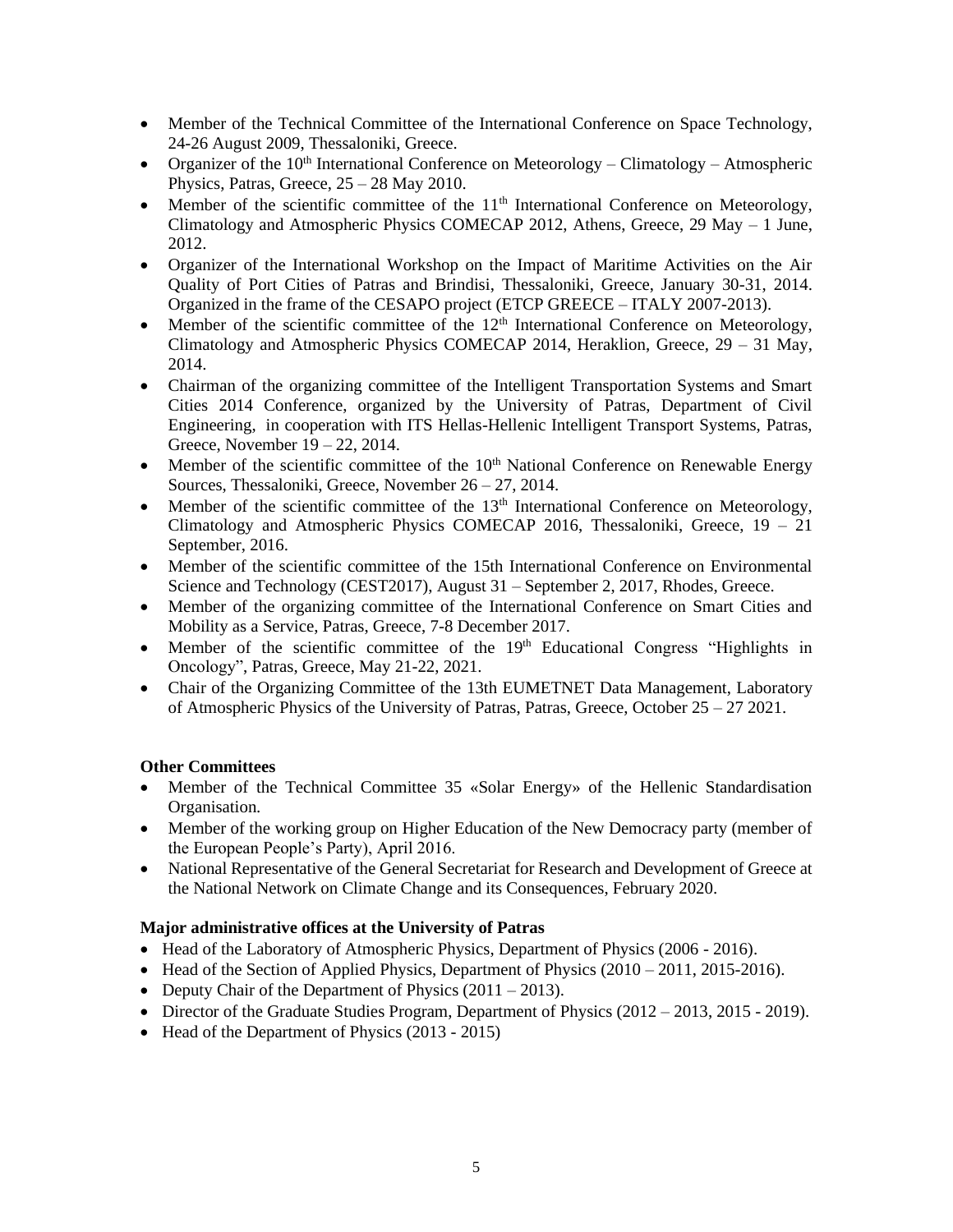- Member of the Technical Committee of the International Conference on Space Technology, 24-26 August 2009, Thessaloniki, Greece.
- Organizer of the 10th International Conference on Meteorology – Climatology – Atmospheric Physics, Patras, Greece, 25 – 28 May 2010.
- Member of the scientific committee of the 11th International Conference on Meteorology, Climatology and Atmospheric Physics COMECAP 2012, Athens, Greece, 29 May – 1 June, 2012.
- Organizer of the International Workshop on the Impact of Maritime Activities on the Air Quality of Port Cities of Patras and Brindisi, Thessaloniki, Greece, January 30-31, 2014. Organized in the frame of the CESAPO project (ETCP GREECE – ITALY 2007-2013).
- Member of the scientific committee of the 12th International Conference on Meteorology, Climatology and Atmospheric Physics COMECAP 2014, Heraklion, Greece, 29 – 31 May, 2014.
- Chairman of the organizing committee of the Intelligent Transportation Systems and Smart Cities 2014 Conference, organized by the University of Patras, Department of Civil Engineering, in cooperation with ITS Hellas-Hellenic Intelligent Transport Systems, Patras, Greece, November 19 – 22, 2014.
- Member of the scientific committee of the 10th National Conference on Renewable Energy Sources, Thessaloniki, Greece, November 26 – 27, 2014.
- Member of the scientific committee of the 13th International Conference on Meteorology, Climatology and Atmospheric Physics COMECAP 2016, Thessaloniki, Greece, 19 – 21 September, 2016.
- Member of the scientific committee of the 15th International Conference on Environmental Science and Technology (CEST2017), August 31 – September 2, 2017, Rhodes, Greece.
- Member of the organizing committee of the International Conference on Smart Cities and Mobility as a Service, Patras, Greece, 7-8 December 2017.
- Member of the scientific committee of the 19th Educational Congress "Highlights in Oncology", Patras, Greece, May 21-22, 2021.
- Chair of the Organizing Committee of the 13th EUMETNET Data Management, Laboratory of Atmospheric Physics of the University of Patras, Patras, Greece, October 25 – 27 2021.

**Other Committees**

- Member of the Technical Committee 35 «Solar Energy» of the Hellenic Standardisation Organisation.
- Member of the working group on Higher Education of the New Democracy party (member of the European People's Party), April 2016.
- National Representative of the General Secretariat for Research and Development of Greece at the National Network on Climate Change and its Consequences, February 2020.

**Major administrative offices at the University of Patras**

- Head of the Laboratory of Atmospheric Physics, Department of Physics (2006 - 2016).
- Head of the Section of Applied Physics, Department of Physics (2010 – 2011, 2015-2016).
- Deputy Chair of the Department of Physics (2011 – 2013).
- Director of the Graduate Studies Program, Department of Physics (2012 – 2013, 2015 - 2019).
- Head of the Department of Physics (2013 - 2015)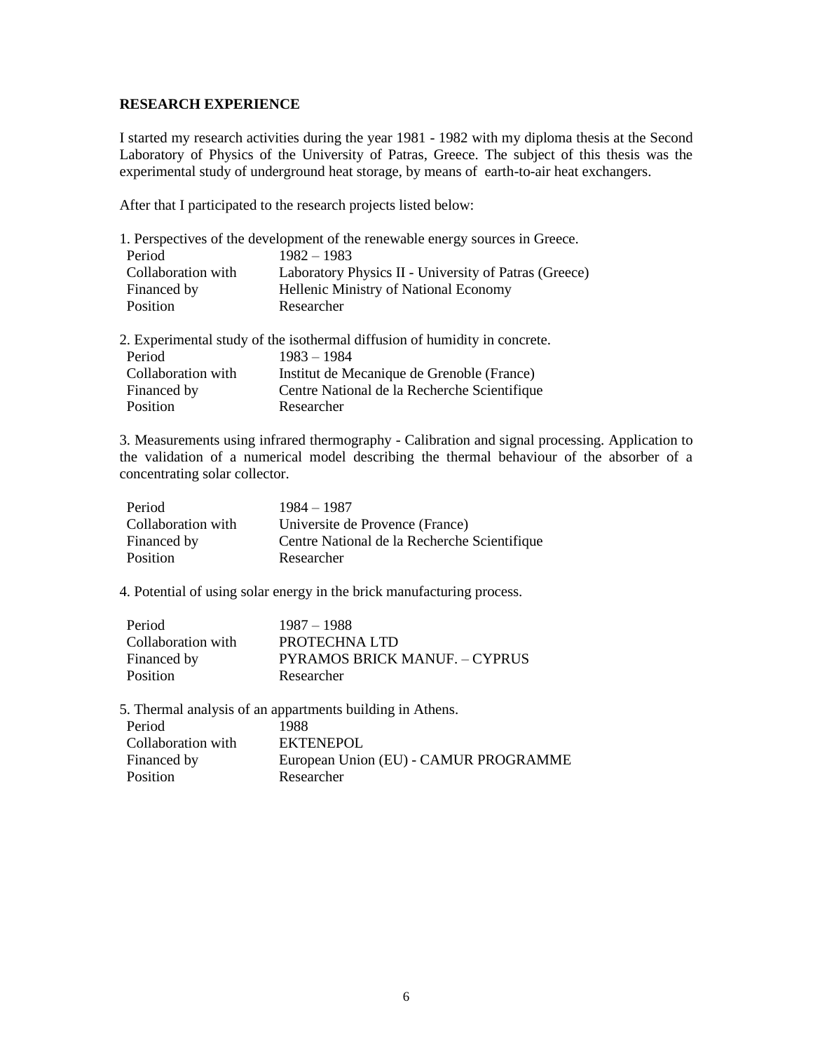**RESEARCH EXPERIENCE**

I started my research activities during the year 1981 - 1982 with my diploma thesis at the Second Laboratory of Physics of the University of Patras, Greece. The subject of this thesis was the experimental study of underground heat storage, by means of earth-to-air heat exchangers.

After that I participated to the research projects listed below:

1. Perspectives of the development of the renewable energy sources in Greece.

| | |
|---|---|
| Period | 1982 – 1983 |
| Collaboration with | Laboratory Physics II - University of Patras (Greece) |
| Financed by | Hellenic Ministry of National Economy |
| Position | Researcher |

2. Experimental study of the isothermal diffusion of humidity in concrete.

| | |
|---|---|
| Period | 1983 – 1984 |
| Collaboration with | Institut de Mecanique de Grenoble (France) |
| Financed by | Centre National de la Recherche Scientifique |
| Position | Researcher |

3. Measurements using infrared thermography - Calibration and signal processing. Application to the validation of a numerical model describing the thermal behaviour of the absorber of a concentrating solar collector.

| | |
|---|---|
| Period | 1984 – 1987 |
| Collaboration with | Universite de Provence (France) |
| Financed by | Centre National de la Recherche Scientifique |
| Position | Researcher |

4. Potential of using solar energy in the brick manufacturing process.

| | |
|---|---|
| Period | 1987 – 1988 |
| Collaboration with | PROTECHNA LTD |
| Financed by | PYRAMOS BRICK MANUF. – CYPRUS |
| Position | Researcher |

5. Thermal analysis of an appartments building in Athens.

| | |
|---|---|
| Period | 1988 |
| Collaboration with | EKTENEPOL |
| Financed by | European Union (EU) - CAMUR PROGRAMME |
| Position | Researcher |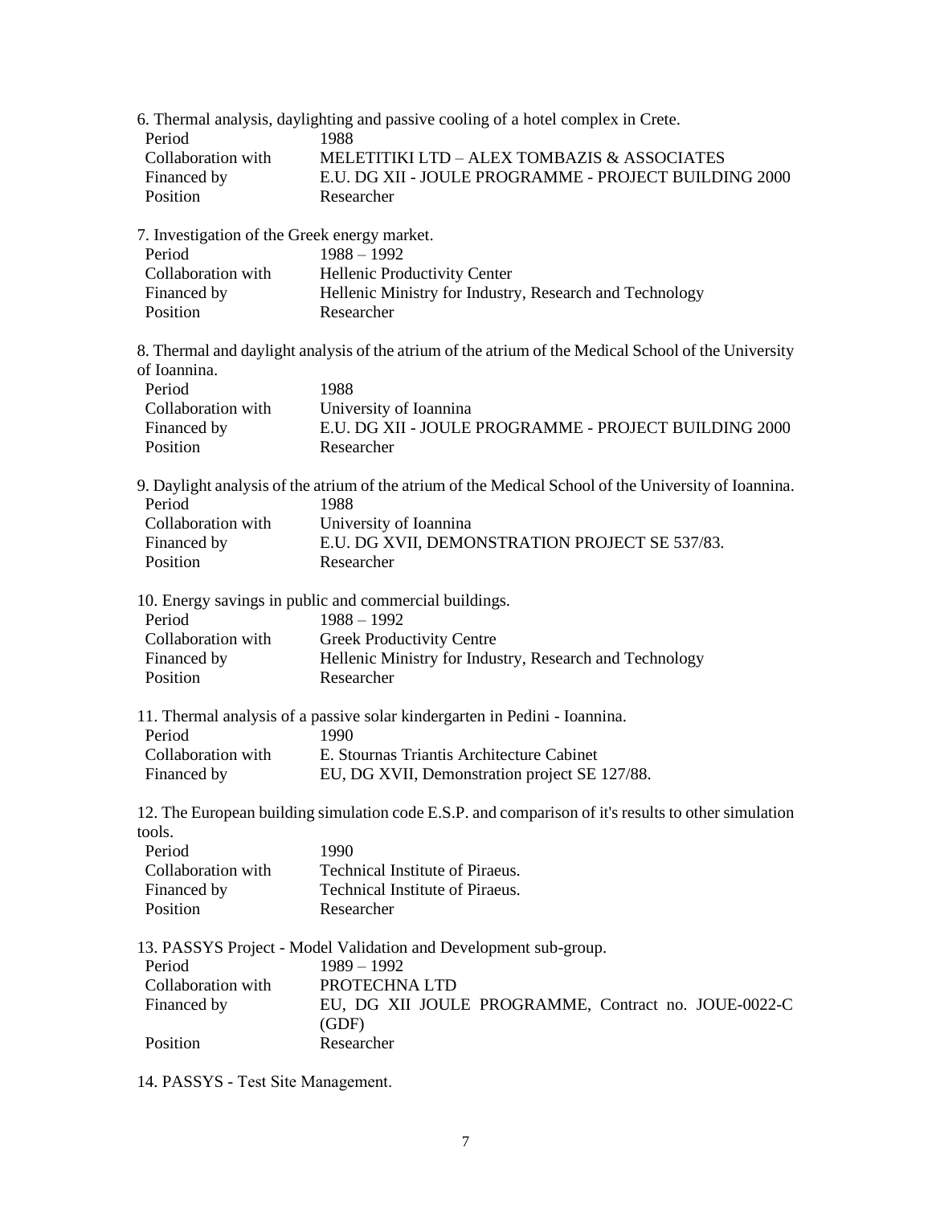6. Thermal analysis, daylighting and passive cooling of a hotel complex in Crete.

| | |
|---|---|
| Period | 1988 |
| Collaboration with | MELETITIKI LTD – ALEX TOMBAZIS & ASSOCIATES |
| Financed by | E.U. DG XII - JOULE PROGRAMME - PROJECT BUILDING 2000 |
| Position | Researcher |

7. Investigation of the Greek energy market.

| | |
|---|---|
| Period | 1988 – 1992 |
| Collaboration with | Hellenic Productivity Center |
| Financed by | Hellenic Ministry for Industry, Research and Technology |
| Position | Researcher |

8. Thermal and daylight analysis of the atrium of the atrium of the Medical School of the University of Ioannina.

| | |
|---|---|
| Period | 1988 |
| Collaboration with | University of Ioannina |
| Financed by | E.U. DG XII - JOULE PROGRAMME - PROJECT BUILDING 2000 |
| Position | Researcher |

9. Daylight analysis of the atrium of the atrium of the Medical School of the University of Ioannina.

| | |
|---|---|
| Period | 1988 |
| Collaboration with | University of Ioannina |
| Financed by | E.U. DG XVII, DEMONSTRATION PROJECT SE 537/83. |
| Position | Researcher |

10. Energy savings in public and commercial buildings.

| | |
|---|---|
| Period | 1988 – 1992 |
| Collaboration with | Greek Productivity Centre |
| Financed by | Hellenic Ministry for Industry, Research and Technology |
| Position | Researcher |

11. Thermal analysis of a passive solar kindergarten in Pedini - Ioannina.

| | |
|---|---|
| Period | 1990 |
| Collaboration with | E. Stournas Triantis Architecture Cabinet |
| Financed by | EU, DG XVII, Demonstration project SE 127/88. |

12. The European building simulation code E.S.P. and comparison of it's results to other simulation tools.

| | |
|---|---|
| Period | 1990 |
| Collaboration with | Technical Institute of Piraeus. |
| Financed by | Technical Institute of Piraeus. |
| Position | Researcher |

13. PASSYS Project - Model Validation and Development sub-group.

| | |
|---|---|
| Period | 1989 – 1992 |
| Collaboration with | PROTECHNA LTD |
| Financed by | EU, DG XII JOULE PROGRAMME, Contract no. JOUE-0022-C (GDF) |
| Position | Researcher |

14. PASSYS - Test Site Management.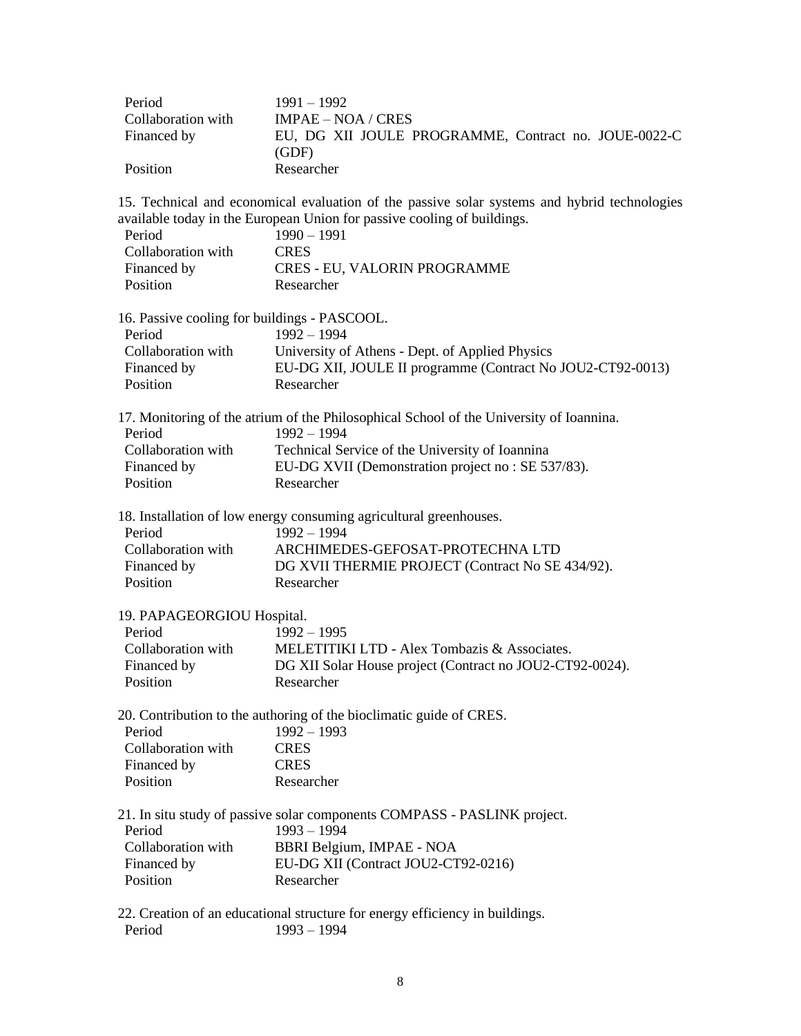| | |
|---|---|
| Period | 1991 – 1992 |
| Collaboration with | IMPAE – NOA / CRES |
| Financed by | EU, DG XII JOULE PROGRAMME, Contract no. JOUE-0022-C (GDF) |
| Position | Researcher |

15. Technical and economical evaluation of the passive solar systems and hybrid technologies available today in the European Union for passive cooling of buildings.

| | |
|---|---|
| Period | 1990 – 1991 |
| Collaboration with | CRES |
| Financed by | CRES - EU, VALORIN PROGRAMME |
| Position | Researcher |

16. Passive cooling for buildings - PASCOOL.

| | |
|---|---|
| Period | 1992 – 1994 |
| Collaboration with | University of Athens - Dept. of Applied Physics |
| Financed by | EU-DG XII, JOULE II programme (Contract No JOU2-CT92-0013) |
| Position | Researcher |

17. Monitoring of the atrium of the Philosophical School of the University of Ioannina.

| | |
|---|---|
| Period | 1992 – 1994 |
| Collaboration with | Technical Service of the University of Ioannina |
| Financed by | EU-DG XVII (Demonstration project no : SE 537/83). |
| Position | Researcher |

18. Installation of low energy consuming agricultural greenhouses.

| | |
|---|---|
| Period | 1992 – 1994 |
| Collaboration with | ARCHIMEDES-GEFOSAT-PROTECHNA LTD |
| Financed by | DG XVII THERMIE PROJECT (Contract No SE 434/92). |
| Position | Researcher |

19. PAPAGEORGIOU Hospital.

| | |
|---|---|
| Period | 1992 – 1995 |
| Collaboration with | MELETITIKI LTD - Alex Tombazis & Associates. |
| Financed by | DG XII Solar House project (Contract no JOU2-CT92-0024). |
| Position | Researcher |

20. Contribution to the authoring of the bioclimatic guide of CRES.

| | |
|---|---|
| Period | 1992 – 1993 |
| Collaboration with | CRES |
| Financed by | CRES |
| Position | Researcher |

21. In situ study of passive solar components COMPASS - PASLINK project.

| | |
|---|---|
| Period | 1993 – 1994 |
| Collaboration with | BBRI Belgium, IMPAE - NOA |
| Financed by | EU-DG XII (Contract JOU2-CT92-0216) |
| Position | Researcher |

22. Creation of an educational structure for energy efficiency in buildings.

| | |
|---|---|
| Period | 1993 – 1994 |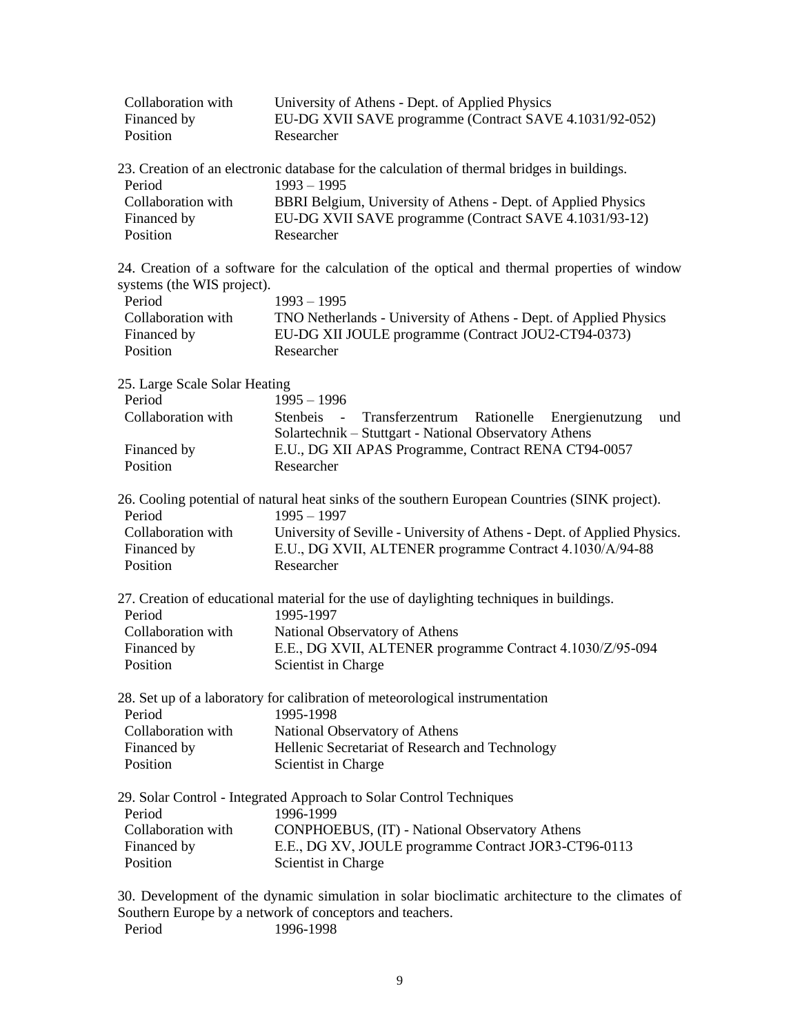| | |
|---|---|
| Collaboration with | University of Athens - Dept. of Applied Physics |
| Financed by | EU-DG XVII SAVE programme (Contract SAVE 4.1031/92-052) |
| Position | Researcher |

23. Creation of an electronic database for the calculation of thermal bridges in buildings.

| | |
|---|---|
| Period | 1993 – 1995 |
| Collaboration with | BBRI Belgium, University of Athens - Dept. of Applied Physics |
| Financed by | EU-DG XVII SAVE programme (Contract SAVE 4.1031/93-12) |
| Position | Researcher |

24. Creation of a software for the calculation of the optical and thermal properties of window systems (the WIS project).

| | |
|---|---|
| Period | 1993 – 1995 |
| Collaboration with | TNO Netherlands - University of Athens - Dept. of Applied Physics |
| Financed by | EU-DG XII JOULE programme (Contract JOU2-CT94-0373) |
| Position | Researcher |

25. Large Scale Solar Heating

| | |
|---|---|
| Period | 1995 – 1996 |
| Collaboration with | Stenbeis - Transferzentrum Rationelle Energienutzung und Solartechnik – Stuttgart - National Observatory Athens |
| Financed by | E.U., DG XII APAS Programme, Contract RENA CT94-0057 |
| Position | Researcher |

26. Cooling potential of natural heat sinks of the southern European Countries (SINK project).

| | |
|---|---|
| Period | 1995 – 1997 |
| Collaboration with | University of Seville - University of Athens - Dept. of Applied Physics. |
| Financed by | E.U., DG XVII, ALTENER programme Contract 4.1030/A/94-88 |
| Position | Researcher |

27. Creation of educational material for the use of daylighting techniques in buildings.

| | |
|---|---|
| Period | 1995-1997 |
| Collaboration with | National Observatory of Athens |
| Financed by | E.E., DG XVII, ALTENER programme Contract 4.1030/Z/95-094 |
| Position | Scientist in Charge |

28. Set up of a laboratory for calibration of meteorological instrumentation

| | |
|---|---|
| Period | 1995-1998 |
| Collaboration with | National Observatory of Athens |
| Financed by | Hellenic Secretariat of Research and Technology |
| Position | Scientist in Charge |

29. Solar Control - Integrated Approach to Solar Control Techniques

| | |
|---|---|
| Period | 1996-1999 |
| Collaboration with | CONPHOEBUS, (IT) - National Observatory Athens |
| Financed by | E.E., DG XV, JOULE programme Contract JOR3-CT96-0113 |
| Position | Scientist in Charge |

30. Development of the dynamic simulation in solar bioclimatic architecture to the climates of Southern Europe by a network of conceptors and teachers.

| | |
|---|---|
| Period | 1996-1998 |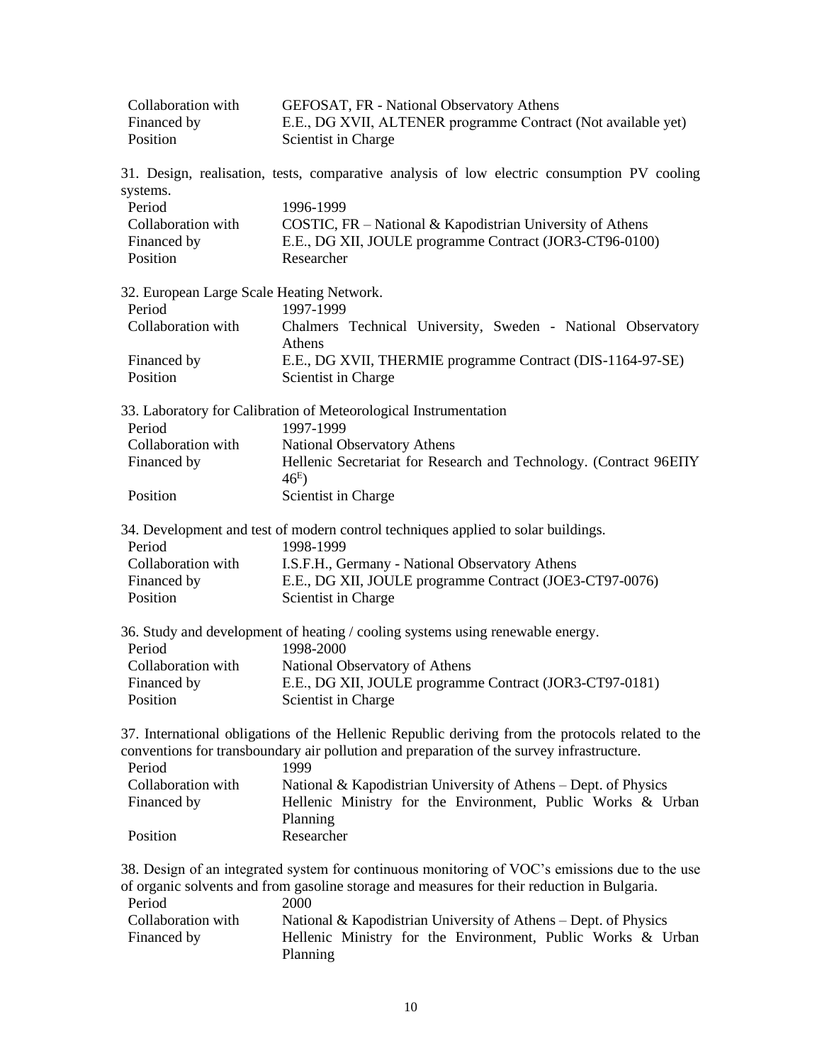| | |
|---|---|
| Collaboration with | GEFOSAT, FR - National Observatory Athens |
| Financed by | E.E., DG XVII, ALTENER programme Contract (Not available yet) |
| Position | Scientist in Charge |

31. Design, realisation, tests, comparative analysis of low electric consumption PV cooling systems.

| | |
|---|---|
| Period | 1996-1999 |
| Collaboration with | COSTIC, FR – National & Kapodistrian University of Athens |
| Financed by | E.E., DG XII, JOULE programme Contract (JOR3-CT96-0100) |
| Position | Researcher |

32. European Large Scale Heating Network.

| | |
|---|---|
| Period | 1997-1999 |
| Collaboration with | Chalmers Technical University, Sweden - National Observatory Athens |
| Financed by | E.E., DG XVII, THERMIE programme Contract (DIS-1164-97-SE) |
| Position | Scientist in Charge |

33. Laboratory for Calibration of Meteorological Instrumentation

| | |
|---|---|
| Period | 1997-1999 |
| Collaboration with | National Observatory Athens |
| Financed by | Hellenic Secretariat for Research and Technology. (Contract 96ΕΠΥ 46[E]) |
| Position | Scientist in Charge |

34. Development and test of modern control techniques applied to solar buildings.

| | |
|---|---|
| Period | 1998-1999 |
| Collaboration with | I.S.F.H., Germany - National Observatory Athens |
| Financed by | E.E., DG XII, JOULE programme Contract (JOE3-CT97-0076) |
| Position | Scientist in Charge |

36. Study and development of heating / cooling systems using renewable energy.

| | |
|---|---|
| Period | 1998-2000 |
| Collaboration with | National Observatory of Athens |
| Financed by | E.E., DG XII, JOULE programme Contract (JOR3-CT97-0181) |
| Position | Scientist in Charge |

37. International obligations of the Hellenic Republic deriving from the protocols related to the conventions for transboundary air pollution and preparation of the survey infrastructure.

| | |
|---|---|
| Period | 1999 |
| Collaboration with | National & Kapodistrian University of Athens – Dept. of Physics |
| Financed by | Hellenic Ministry for the Environment, Public Works & Urban Planning |
| Position | Researcher |

38. Design of an integrated system for continuous monitoring of VOC's emissions due to the use of organic solvents and from gasoline storage and measures for their reduction in Bulgaria.

| | |
|---|---|
| Period | 2000 |
| Collaboration with | National & Kapodistrian University of Athens – Dept. of Physics |
| Financed by | Hellenic Ministry for the Environment, Public Works & Urban Planning |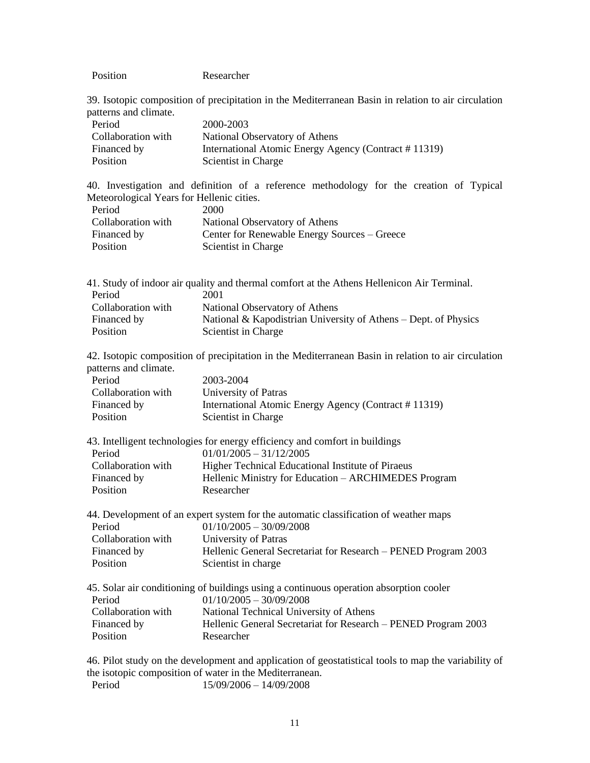| | |
|---|---|
| Position | Researcher |

39. Isotopic composition of precipitation in the Mediterranean Basin in relation to air circulation patterns and climate.

| | |
|---|---|
| Period | 2000-2003 |
| Collaboration with | National Observatory of Athens |
| Financed by | International Atomic Energy Agency (Contract # 11319) |
| Position | Scientist in Charge |

40. Investigation and definition of a reference methodology for the creation of Typical Meteorological Years for Hellenic cities.

| | |
|---|---|
| Period | 2000 |
| Collaboration with | National Observatory of Athens |
| Financed by | Center for Renewable Energy Sources – Greece |
| Position | Scientist in Charge |

41. Study of indoor air quality and thermal comfort at the Athens Hellenicon Air Terminal.

| | |
|---|---|
| Period | 2001 |
| Collaboration with | National Observatory of Athens |
| Financed by | National & Kapodistrian University of Athens – Dept. of Physics |
| Position | Scientist in Charge |

42. Isotopic composition of precipitation in the Mediterranean Basin in relation to air circulation patterns and climate.

| | |
|---|---|
| Period | 2003-2004 |
| Collaboration with | University of Patras |
| Financed by | International Atomic Energy Agency (Contract # 11319) |
| Position | Scientist in Charge |

43. Intelligent technologies for energy efficiency and comfort in buildings

| | |
|---|---|
| Period | 01/01/2005 – 31/12/2005 |
| Collaboration with | Higher Technical Educational Institute of Piraeus |
| Financed by | Hellenic Ministry for Education – ARCHIMEDES Program |
| Position | Researcher |

44. Development of an expert system for the automatic classification of weather maps

| | |
|---|---|
| Period | 01/10/2005 – 30/09/2008 |
| Collaboration with | University of Patras |
| Financed by | Hellenic General Secretariat for Research – PENED Program 2003 |
| Position | Scientist in charge |

45. Solar air conditioning of buildings using a continuous operation absorption cooler

| | |
|---|---|
| Period | 01/10/2005 – 30/09/2008 |
| Collaboration with | National Technical University of Athens |
| Financed by | Hellenic General Secretariat for Research – PENED Program 2003 |
| Position | Researcher |

46. Pilot study on the development and application of geostatistical tools to map the variability of the isotopic composition of water in the Mediterranean.

| | |
|---|---|
| Period | 15/09/2006 – 14/09/2008 |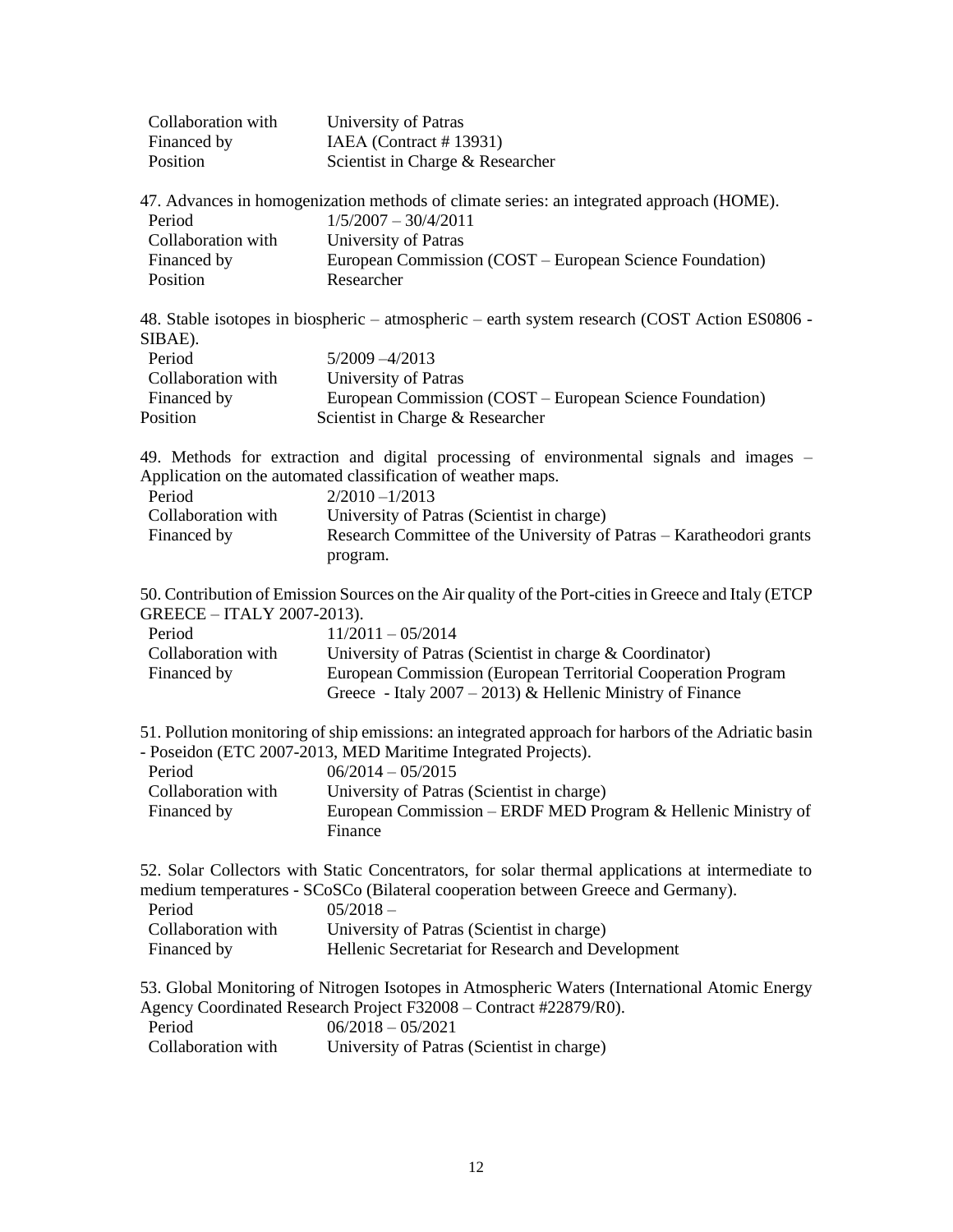| | |
|---|---|
| Collaboration with | University of Patras |
| Financed by | IAEA (Contract # 13931) |
| Position | Scientist in Charge & Researcher |

47. Advances in homogenization methods of climate series: an integrated approach (HOME).

| | |
|---|---|
| Period | 1/5/2007 – 30/4/2011 |
| Collaboration with | University of Patras |
| Financed by | European Commission (COST – European Science Foundation) |
| Position | Researcher |

48. Stable isotopes in biospheric – atmospheric – earth system research (COST Action ES0806 - SIBAE).

| | |
|---|---|
| Period | 5/2009 –4/2013 |
| Collaboration with | University of Patras |
| Financed by | European Commission (COST – European Science Foundation) |
| Position | Scientist in Charge & Researcher |

49. Methods for extraction and digital processing of environmental signals and images – Application on the automated classification of weather maps.

| | |
|---|---|
| Period | 2/2010 –1/2013 |
| Collaboration with | University of Patras (Scientist in charge) |
| Financed by | Research Committee of the University of Patras – Karatheodori grants program. |

50. Contribution of Emission Sources on the Air quality of the Port-cities in Greece and Italy (ETCP GREECE – ITALY 2007-2013).

| | |
|---|---|
| Period | 11/2011 – 05/2014 |
| Collaboration with | University of Patras (Scientist in charge & Coordinator) |
| Financed by | European Commission (European Territorial Cooperation Program Greece - Italy 2007 – 2013) & Hellenic Ministry of Finance |

51. Pollution monitoring of ship emissions: an integrated approach for harbors of the Adriatic basin - Poseidon (ETC 2007-2013, MED Maritime Integrated Projects).

| | |
|---|---|
| Period | 06/2014 – 05/2015 |
| Collaboration with | University of Patras (Scientist in charge) |
| Financed by | European Commission – ERDF MED Program & Hellenic Ministry of Finance |

52. Solar Collectors with Static Concentrators, for solar thermal applications at intermediate to medium temperatures - SCoSCo (Bilateral cooperation between Greece and Germany).

| | |
|---|---|
| Period | 05/2018 – |
| Collaboration with | University of Patras (Scientist in charge) |
| Financed by | Hellenic Secretariat for Research and Development |

53. Global Monitoring of Nitrogen Isotopes in Atmospheric Waters (International Atomic Energy Agency Coordinated Research Project F32008 – Contract #22879/R0).

| | |
|---|---|
| Period | 06/2018 – 05/2021 |
| Collaboration with | University of Patras (Scientist in charge) |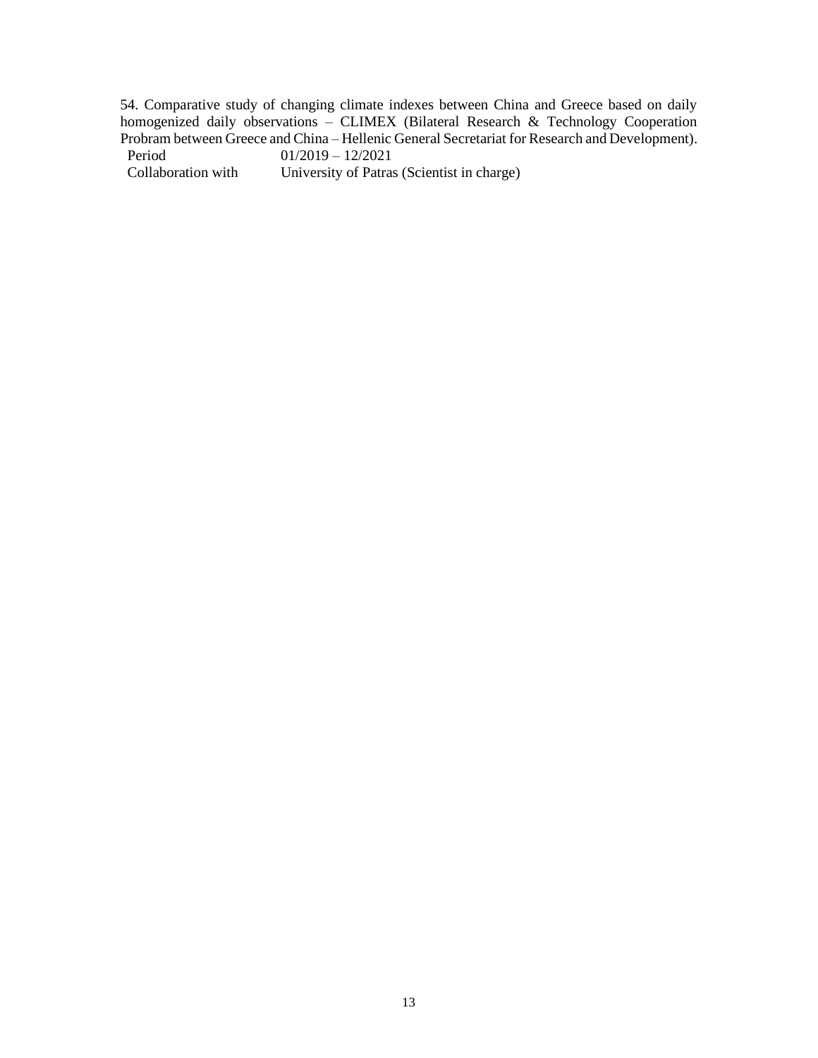54. Comparative study of changing climate indexes between China and Greece based on daily homogenized daily observations – CLIMEX (Bilateral Research & Technology Cooperation Probram between Greece and China – Hellenic General Secretariat for Research and Development).

| | |
|---|---|
| Period | 01/2019 – 12/2021 |
| Collaboration with | University of Patras (Scientist in charge) |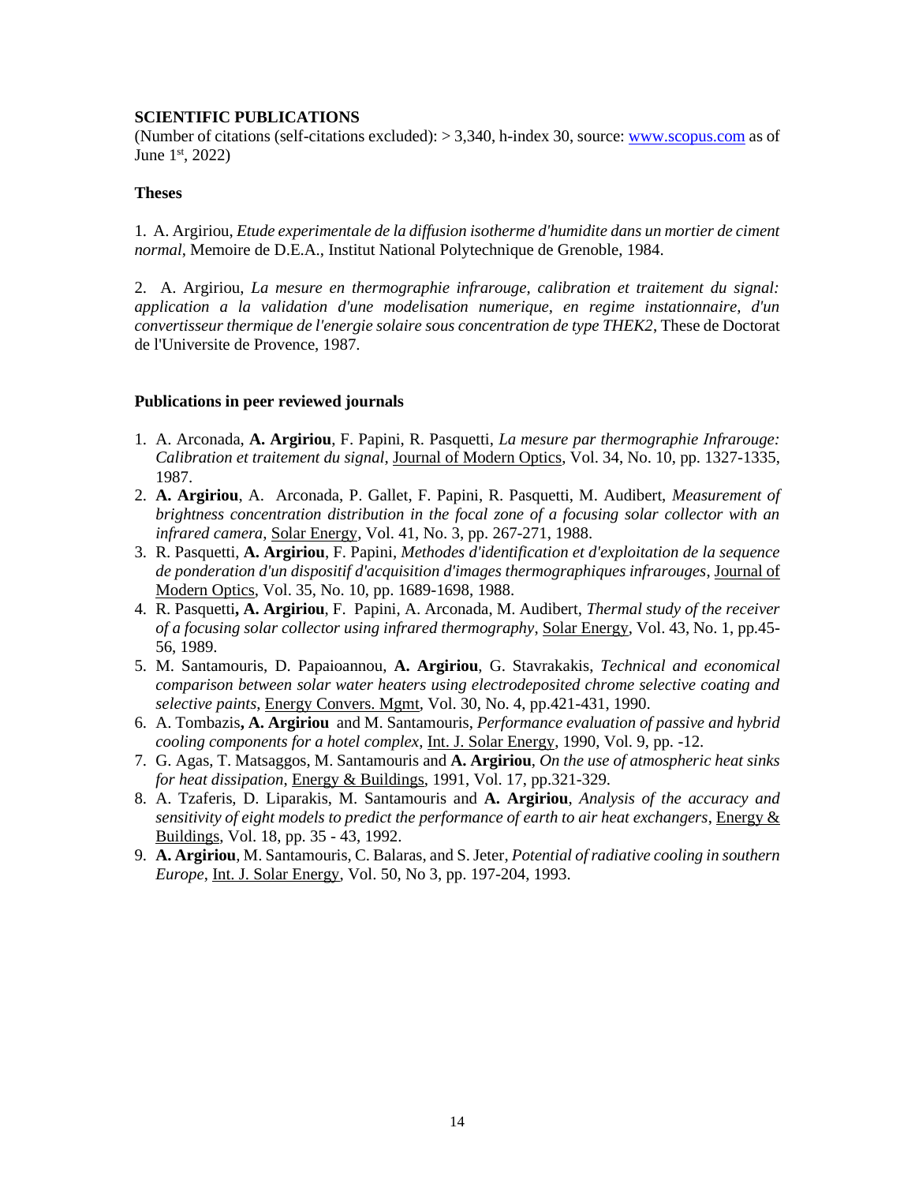## SCIENTIFIC PUBLICATIONS

(Number of citations (self-citations excluded): > 3,340, h-index 30, source: www.scopus.com as of June 1st, 2022)

### Theses

1. A. Argiriou, *Etude experimentale de la diffusion isotherme d'humidite dans un mortier de ciment normal*, Memoire de D.E.A., Institut National Polytechnique de Grenoble, 1984.

2. A. Argiriou, *La mesure en thermographie infrarouge, calibration et traitement du signal: application a la validation d'une modelisation numerique, en regime instationnaire, d'un convertisseur thermique de l'energie solaire sous concentration de type THEK2*, These de Doctorat de l'Universite de Provence, 1987.

### Publications in peer reviewed journals

1. A. Arconada, **A. Argiriou**, F. Papini, R. Pasquetti, *La mesure par thermographie Infrarouge: Calibration et traitement du signal*, Journal of Modern Optics, Vol. 34, No. 10, pp. 1327-1335, 1987.
2. **A. Argiriou**, A. Arconada, P. Gallet, F. Papini, R. Pasquetti, M. Audibert, *Measurement of brightness concentration distribution in the focal zone of a focusing solar collector with an infrared camera*, Solar Energy, Vol. 41, No. 3, pp. 267-271, 1988.
3. R. Pasquetti, **A. Argiriou**, F. Papini, *Methodes d'identification et d'exploitation de la sequence de ponderation d'un dispositif d'acquisition d'images thermographiques infrarouges*, Journal of Modern Optics, Vol. 35, No. 10, pp. 1689-1698, 1988.
4. R. Pasquetti**, A. Argiriou**, F. Papini, A. Arconada, M. Audibert, *Thermal study of the receiver of a focusing solar collector using infrared thermography*, Solar Energy, Vol. 43, No. 1, pp.45-56, 1989.
5. M. Santamouris, D. Papaioannou, **A. Argiriou**, G. Stavrakakis, *Technical and economical comparison between solar water heaters using electrodeposited chrome selective coating and selective paints*, Energy Convers. Mgmt, Vol. 30, No. 4, pp.421-431, 1990.
6. A. Tombazis**, A. Argiriou** and M. Santamouris, *Performance evaluation of passive and hybrid cooling components for a hotel complex*, Int. J. Solar Energy, 1990, Vol. 9, pp. -12.
7. G. Agas, T. Matsaggos, M. Santamouris and **A. Argiriou**, *On the use of atmospheric heat sinks for heat dissipation*, Energy & Buildings, 1991, Vol. 17, pp.321-329.
8. A. Tzaferis, D. Liparakis, M. Santamouris and **A. Argiriou**, *Analysis of the accuracy and sensitivity of eight models to predict the performance of earth to air heat exchangers*, Energy & Buildings, Vol. 18, pp. 35 - 43, 1992.
9. **A. Argiriou**, M. Santamouris, C. Balaras, and S. Jeter, *Potential of radiative cooling in southern Europe*, Int. J. Solar Energy, Vol. 50, No 3, pp. 197-204, 1993.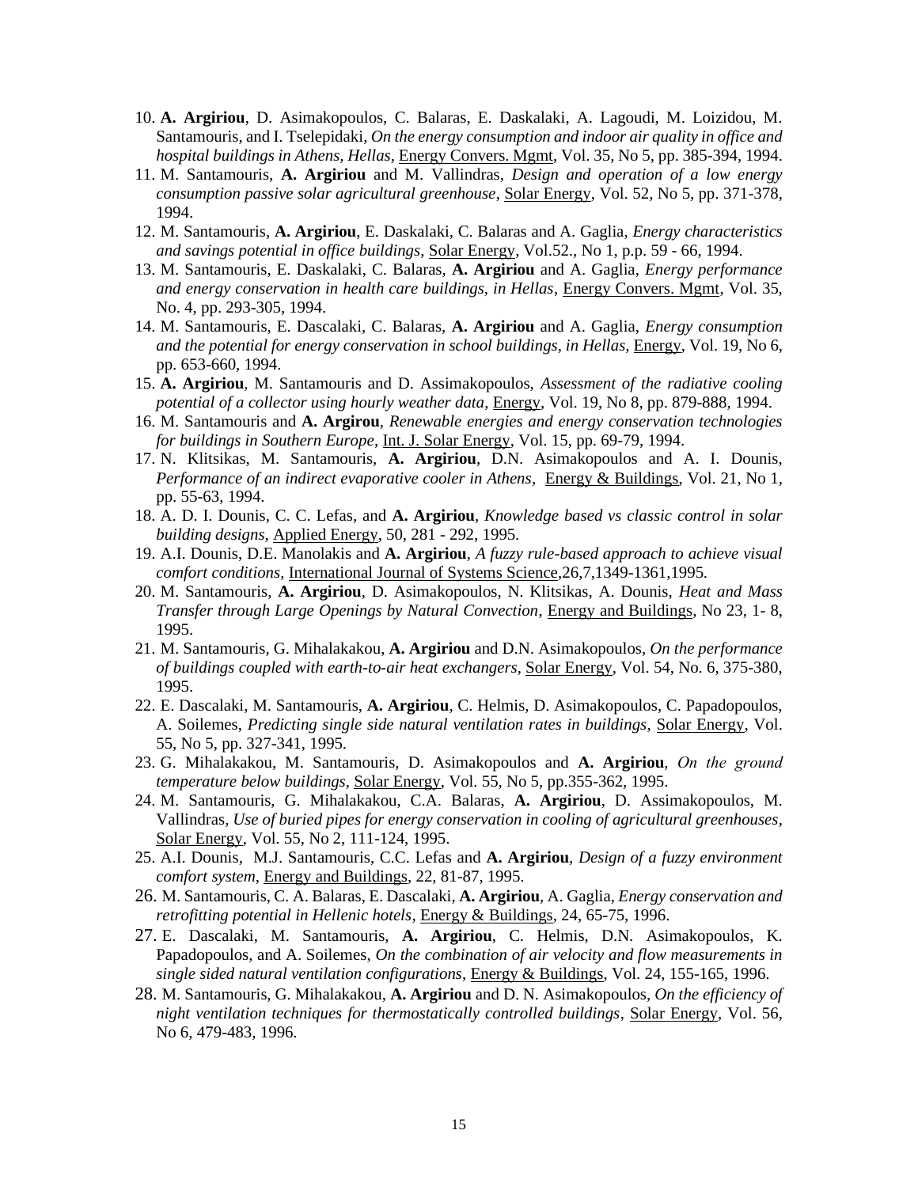10. **A. Argiriou**, D. Asimakopoulos, C. Balaras, E. Daskalaki, A. Lagoudi, M. Loizidou, M. Santamouris, and I. Tselepidaki, *On the energy consumption and indoor air quality in office and hospital buildings in Athens, Hellas*, Energy Convers. Mgmt, Vol. 35, No 5, pp. 385-394, 1994.
11. M. Santamouris, **A. Argiriou** and M. Vallindras, *Design and operation of a low energy consumption passive solar agricultural greenhouse*, Solar Energy, Vol. 52, No 5, pp. 371-378, 1994.
12. M. Santamouris, **A. Argiriou**, E. Daskalaki, C. Balaras and A. Gaglia, *Energy characteristics and savings potential in office buildings*, Solar Energy, Vol.52., No 1, p.p. 59 - 66, 1994.
13. M. Santamouris, E. Daskalaki, C. Balaras, **A. Argiriou** and A. Gaglia, *Energy performance and energy conservation in health care buildings, in Hellas*, Energy Convers. Mgmt, Vol. 35, No. 4, pp. 293-305, 1994.
14. M. Santamouris, E. Dascalaki, C. Balaras, **A. Argiriou** and A. Gaglia, *Energy consumption and the potential for energy conservation in school buildings, in Hellas*, Energy, Vol. 19, No 6, pp. 653-660, 1994.
15. **A. Argiriou**, M. Santamouris and D. Assimakopoulos, *Assessment of the radiative cooling potential of a collector using hourly weather data*, Energy, Vol. 19, No 8, pp. 879-888, 1994.
16. M. Santamouris and **A. Argirou**, *Renewable energies and energy conservation technologies for buildings in Southern Europe*, Int. J. Solar Energy, Vol. 15, pp. 69-79, 1994.
17. N. Klitsikas, M. Santamouris, **A. Argiriou**, D.N. Asimakopoulos and A. I. Dounis, *Performance of an indirect evaporative cooler in Athens*, Energy & Buildings, Vol. 21, No 1, pp. 55-63, 1994.
18. A. D. I. Dounis, C. C. Lefas, and **A. Argiriou**, *Knowledge based vs classic control in solar building designs*, Applied Energy, 50, 281 - 292, 1995.
19. A.I. Dounis, D.E. Manolakis and **A. Argiriou**, *A fuzzy rule-based approach to achieve visual comfort conditions*, International Journal of Systems Science,26,7,1349-1361,1995.
20. M. Santamouris, **A. Argiriou**, D. Asimakopoulos, N. Klitsikas, A. Dounis, *Heat and Mass Transfer through Large Openings by Natural Convection*, Energy and Buildings, No 23, 1- 8, 1995.
21. M. Santamouris, G. Mihalakakou, **A. Argiriou** and D.N. Asimakopoulos, *On the performance of buildings coupled with earth-to-air heat exchangers*, Solar Energy, Vol. 54, No. 6, 375-380, 1995.
22. E. Dascalaki, M. Santamouris, **A. Argiriou**, C. Helmis, D. Asimakopoulos, C. Papadopoulos, A. Soilemes, *Predicting single side natural ventilation rates in buildings*, Solar Energy, Vol. 55, No 5, pp. 327-341, 1995.
23. G. Mihalakakou, M. Santamouris, D. Asimakopoulos and **A. Argiriou**, *On the ground temperature below buildings*, Solar Energy, Vol. 55, No 5, pp.355-362, 1995.
24. M. Santamouris, G. Mihalakakou, C.A. Balaras, **A. Argiriou**, D. Assimakopoulos, M. Vallindras, *Use of buried pipes for energy conservation in cooling of agricultural greenhouses*, Solar Energy, Vol. 55, No 2, 111-124, 1995.
25. A.I. Dounis, M.J. Santamouris, C.C. Lefas and **A. Argiriou**, *Design of a fuzzy environment comfort system*, Energy and Buildings, 22, 81-87, 1995.
26. M. Santamouris, C. A. Balaras, E. Dascalaki, **A. Argiriou**, A. Gaglia, *Energy conservation and retrofitting potential in Hellenic hotels*, Energy & Buildings, 24, 65-75, 1996.
27. E. Dascalaki, M. Santamouris, **A. Argiriou**, C. Helmis, D.N. Asimakopoulos, K. Papadopoulos, and A. Soilemes, *On the combination of air velocity and flow measurements in single sided natural ventilation configurations*, Energy & Buildings, Vol. 24, 155-165, 1996.
28. M. Santamouris, G. Mihalakakou, **A. Argiriou** and D. N. Asimakopoulos, *On the efficiency of night ventilation techniques for thermostatically controlled buildings*, Solar Energy, Vol. 56, No 6, 479-483, 1996.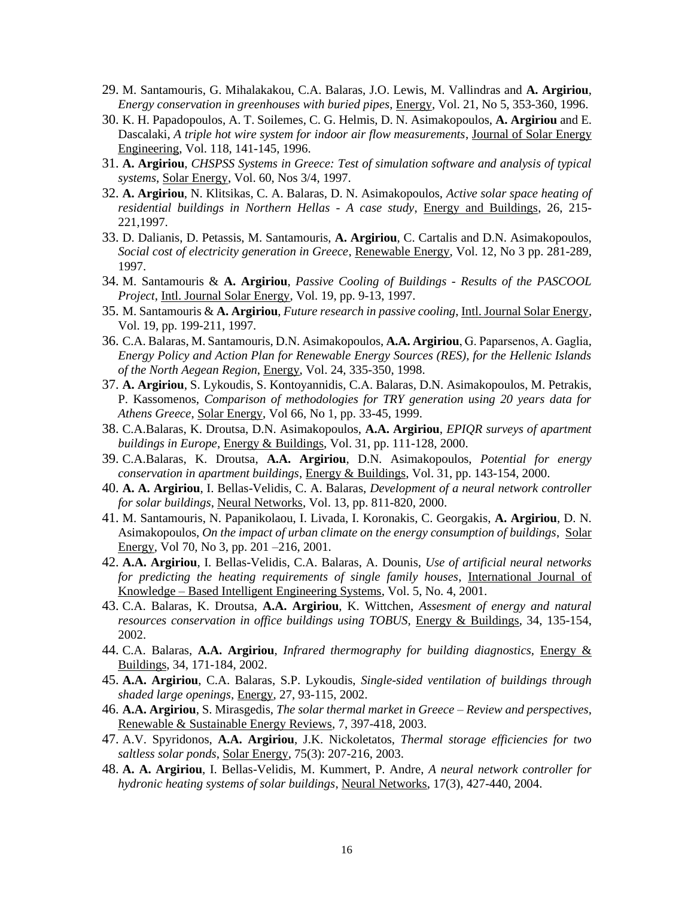29. M. Santamouris, G. Mihalakakou, C.A. Balaras, J.O. Lewis, M. Vallindras and **A. Argiriou**, *Energy conservation in greenhouses with buried pipes*, Energy, Vol. 21, No 5, 353-360, 1996.
30. K. H. Papadopoulos, A. T. Soilemes, C. G. Helmis, D. N. Asimakopoulos, **A. Argiriou** and E. Dascalaki, *A triple hot wire system for indoor air flow measurements*, Journal of Solar Energy Engineering, Vol. 118, 141-145, 1996.
31. **A. Argiriou**, *CHSPSS Systems in Greece: Test of simulation software and analysis of typical systems*, Solar Energy, Vol. 60, Nos 3/4, 1997.
32. **A. Argiriou**, N. Klitsikas, C. A. Balaras, D. N. Asimakopoulos, *Active solar space heating of residential buildings in Northern Hellas - A case study*, Energy and Buildings, 26, 215-221,1997.
33. D. Dalianis, D. Petassis, M. Santamouris, **A. Argiriou**, C. Cartalis and D.N. Asimakopoulos, *Social cost of electricity generation in Greece*, Renewable Energy, Vol. 12, No 3 pp. 281-289, 1997.
34. M. Santamouris & **A. Argiriou**, *Passive Cooling of Buildings - Results of the PASCOOL Project*, Intl. Journal Solar Energy, Vol. 19, pp. 9-13, 1997.
35. M. Santamouris & **A. Argiriou**, *Future research in passive cooling*, Intl. Journal Solar Energy, Vol. 19, pp. 199-211, 1997.
36. C.A. Balaras, M. Santamouris, D.N. Asimakopoulos, **A.A. Argiriou**, G. Paparsenos, A. Gaglia, *Energy Policy and Action Plan for Renewable Energy Sources (RES), for the Hellenic Islands of the North Aegean Region*, Energy, Vol. 24, 335-350, 1998.
37. **A. Argiriou**, S. Lykoudis, S. Kontoyannidis, C.A. Balaras, D.N. Asimakopoulos, M. Petrakis, P. Kassomenos, *Comparison of methodologies for TRY generation using 20 years data for Athens Greece*, Solar Energy, Vol 66, No 1, pp. 33-45, 1999.
38. C.A.Balaras, K. Droutsa, D.N. Asimakopoulos, **A.A. Argiriou**, *EPIQR surveys of apartment buildings in Europe*, Energy & Buildings, Vol. 31, pp. 111-128, 2000.
39. C.A.Balaras, K. Droutsa, **A.A. Argiriou**, D.N. Asimakopoulos, *Potential for energy conservation in apartment buildings*, Energy & Buildings, Vol. 31, pp. 143-154, 2000.
40. **A. A. Argiriou**, I. Bellas-Velidis, *Development of a neural network controller for solar buildings*, Neural Networks, Vol. 13, pp. 811-820, 2000.
41. M. Santamouris, N. Papanikolaou, I. Livada, I. Koronakis, C. Georgakis, **A. Argiriou**, D. N. Asimakopoulos, *On the impact of urban climate on the energy consumption of buildings*, Solar Energy, Vol 70, No 3, pp. 201 –216, 2001.
42. **A.A. Argiriou**, I. Bellas-Velidis, C.A. Balaras, A. Dounis, *Use of artificial neural networks for predicting the heating requirements of single family houses*, International Journal of Knowledge – Based Intelligent Engineering Systems, Vol. 5, No. 4, 2001.
43. C.A. Balaras, K. Droutsa, **A.A. Argiriou**, K. Wittchen, *Assesment of energy and natural resources conservation in office buildings using TOBUS*, Energy & Buildings, 34, 135-154, 2002.
44. C.A. Balaras, **A.A. Argiriou**, *Infrared thermography for building diagnostics*, Energy & Buildings, 34, 171-184, 2002.
45. **A.A. Argiriou**, C.A. Balaras, S.P. Lykoudis, *Single-sided ventilation of buildings through shaded large openings*, Energy, 27, 93-115, 2002.
46. **A.A. Argiriou**, S. Mirasgedis, *The solar thermal market in Greece – Review and perspectives*, Renewable & Sustainable Energy Reviews, 7, 397-418, 2003.
47. A.V. Spyridonos, **A.A. Argiriou**, J.K. Nickoletatos, *Thermal storage efficiencies for two saltless solar ponds*, Solar Energy, 75(3): 207-216, 2003.
48. **A. A. Argiriou**, I. Bellas-Velidis, M. Kummert, P. Andre, *A neural network controller for hydronic heating systems of solar buildings*, Neural Networks, 17(3), 427-440, 2004.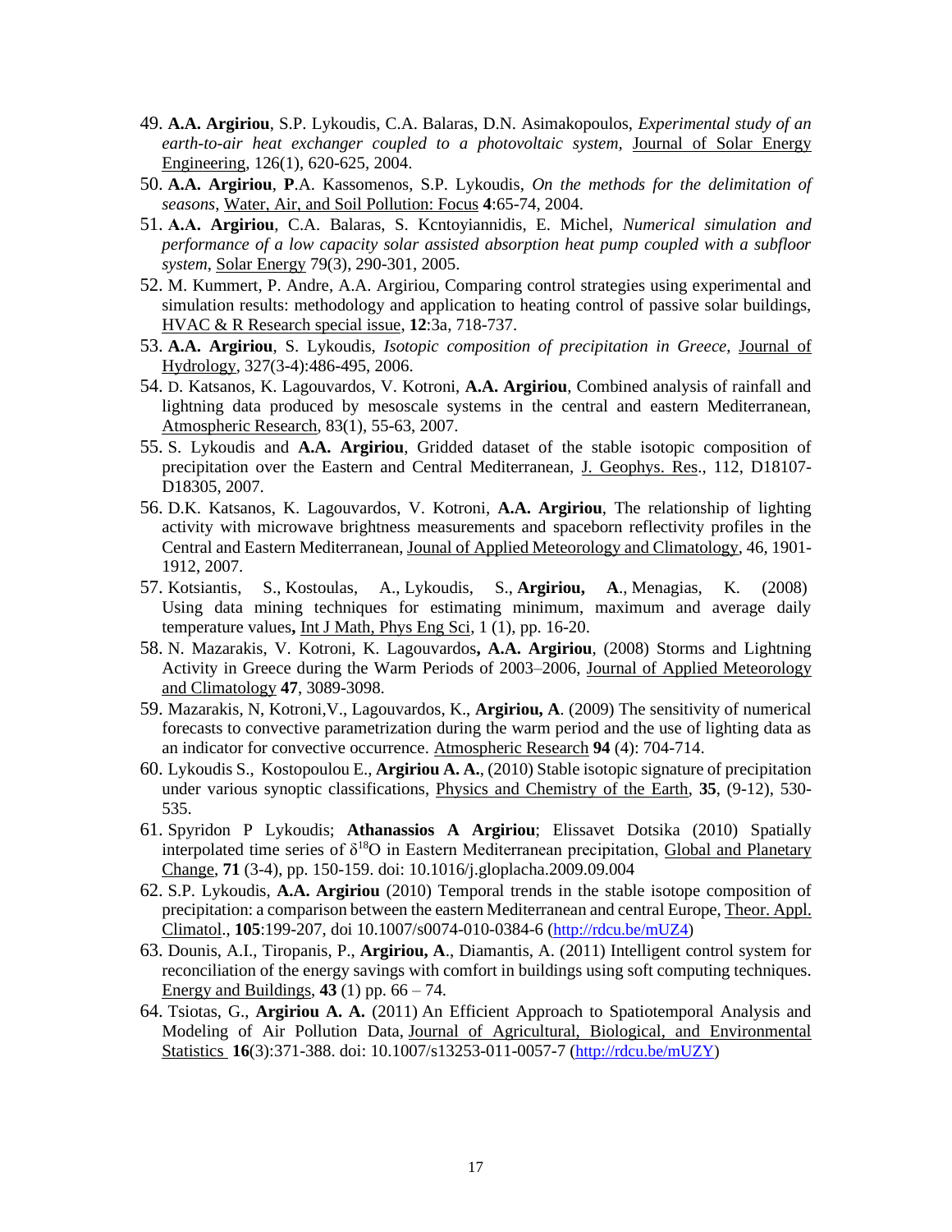49. **A.A. Argiriou**, S.P. Lykoudis, C.A. Balaras, D.N. Asimakopoulos, *Experimental study of an earth-to-air heat exchanger coupled to a photovoltaic system*, Journal of Solar Energy Engineering, 126(1), 620-625, 2004.
50. **A.A. Argiriou**, **P**.A. Kassomenos, S.P. Lykoudis, *On the methods for the delimitation of seasons*, Water, Air, and Soil Pollution: Focus **4**:65-74, 2004.
51. **A.A. Argiriou**, C.A. Balaras, S. Kcntoyiannidis, E. Michel, *Numerical simulation and performance of a low capacity solar assisted absorption heat pump coupled with a subfloor system*, Solar Energy 79(3), 290-301, 2005.
52. M. Kummert, P. Andre, A.A. Argiriou, Comparing control strategies using experimental and simulation results: methodology and application to heating control of passive solar buildings, HVAC & R Research special issue, **12**:3a, 718-737.
53. **A.A. Argiriou**, S. Lykoudis, *Isotopic composition of precipitation in Greece*, Journal of Hydrology, 327(3-4):486-495, 2006.
54. D. Katsanos, K. Lagouvardos, V. Kotroni, **A.A. Argiriou**, Combined analysis of rainfall and lightning data produced by mesoscale systems in the central and eastern Mediterranean, Atmospheric Research, 83(1), 55-63, 2007.
55. S. Lykoudis and **A.A. Argiriou**, Gridded dataset of the stable isotopic composition of precipitation over the Eastern and Central Mediterranean, J. Geophys. Res., 112, D18107-D18305, 2007.
56. D.K. Katsanos, K. Lagouvardos, V. Kotroni, **A.A. Argiriou**, The relationship of lighting activity with microwave brightness measurements and spaceborn reflectivity profiles in the Central and Eastern Mediterranean, Jounal of Applied Meteorology and Climatology, 46, 1901-1912, 2007.
57. Kotsiantis, S., Kostoulas, A., Lykoudis, S., **Argiriou, A**., Menagias, K. (2008) Using data mining techniques for estimating minimum, maximum and average daily temperature values**,** Int J Math, Phys Eng Sci, 1 (1), pp. 16-20.
58. N. Mazarakis, V. Kotroni, K. Lagouvardos**, A.A. Argiriou**, (2008) Storms and Lightning Activity in Greece during the Warm Periods of 2003–2006, Journal of Applied Meteorology and Climatology **47**, 3089-3098.
59. Mazarakis, N, Kotroni,V., Lagouvardos, K., **Argiriou, A**. (2009) The sensitivity of numerical forecasts to convective parametrization during the warm period and the use of lighting data as an indicator for convective occurrence. Atmospheric Research **94** (4): 704-714.
60. Lykoudis S., Kostopoulou E., **Argiriou A. A.**, (2010) Stable isotopic signature of precipitation under various synoptic classifications, Physics and Chemistry of the Earth, **35**, (9-12), 530-535.
61. Spyridon P Lykoudis; **Athanassios A Argiriou**; Elissavet Dotsika (2010) Spatially interpolated time series of $\delta^{18}O$ in Eastern Mediterranean precipitation, Global and Planetary Change, **71** (3-4), pp. 150-159. doi: 10.1016/j.gloplacha.2009.09.004
62. S.P. Lykoudis, **A.A. Argiriou** (2010) Temporal trends in the stable isotope composition of precipitation: a comparison between the eastern Mediterranean and central Europe, Theor. Appl. Climatol., **105**:199-207, doi 10.1007/s0074-010-0384-6 (http://rdcu.be/mUZ4)
63. Dounis, A.I., Tiropanis, P., **Argiriou, A**., Diamantis, A. (2011) Intelligent control system for reconciliation of the energy savings with comfort in buildings using soft computing techniques. Energy and Buildings, **43** (1) pp. 66 – 74.
64. Tsiotas, G., **Argiriou A. A.** (2011) An Efficient Approach to Spatiotemporal Analysis and Modeling of Air Pollution Data, Journal of Agricultural, Biological, and Environmental Statistics **16**(3):371-388. doi: 10.1007/s13253-011-0057-7 (http://rdcu.be/mUZY)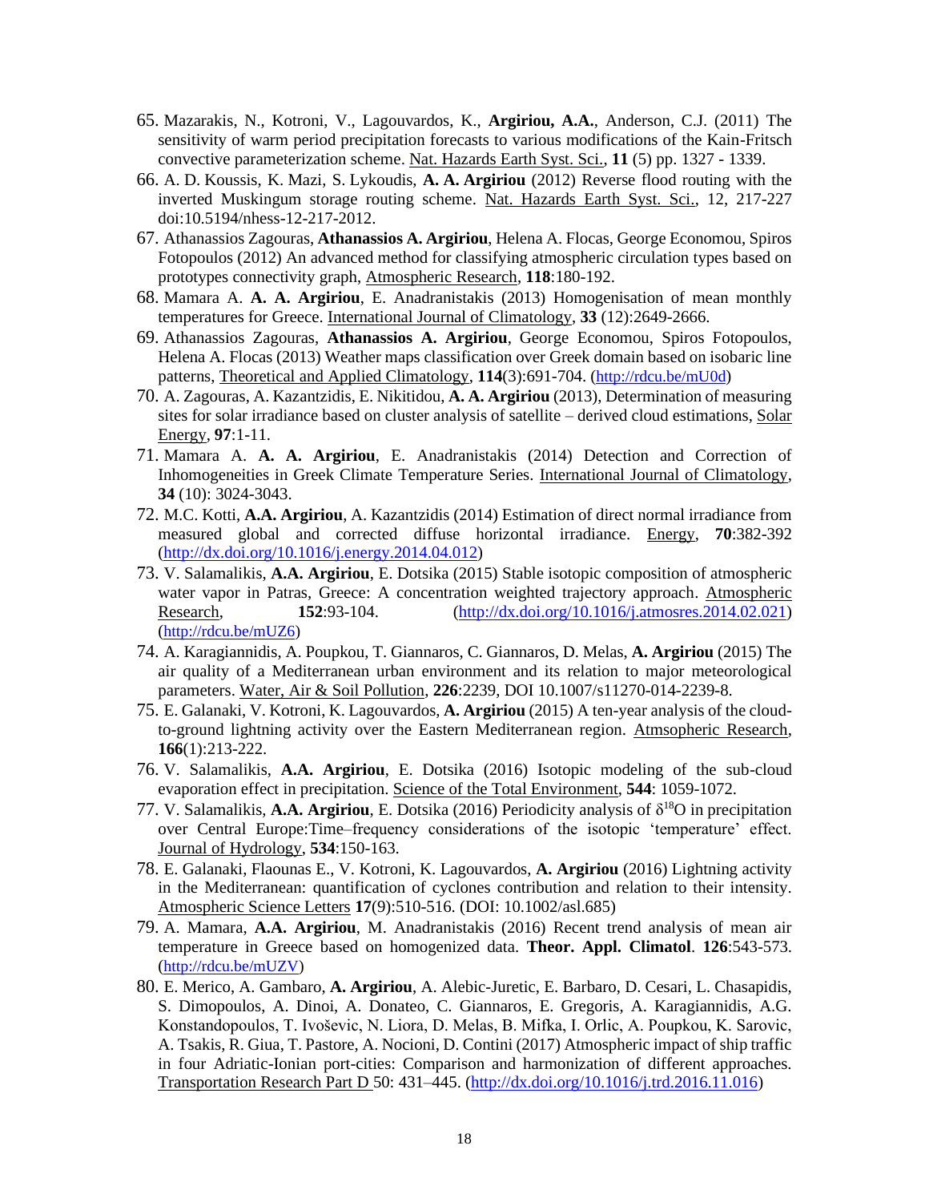65. Mazarakis, N., Kotroni, V., Lagouvardos, K., **Argiriou, A.A.**, Anderson, C.J. (2011) The sensitivity of warm period precipitation forecasts to various modifications of the Kain-Fritsch convective parameterization scheme. Nat. Hazards Earth Syst. Sci., **11** (5) pp. 1327 - 1339.
66. A. D. Koussis, K. Mazi, S. Lykoudis, **A. A. Argiriou** (2012) Reverse flood routing with the inverted Muskingum storage routing scheme. Nat. Hazards Earth Syst. Sci., 12, 217-227 doi:10.5194/nhess-12-217-2012.
67. Athanassios Zagouras, **Athanassios A. Argiriou**, Helena A. Flocas, George Economou, Spiros Fotopoulos (2012) An advanced method for classifying atmospheric circulation types based on prototypes connectivity graph, Atmospheric Research, **118**:180-192.
68. Mamara A. **A. A. Argiriou**, E. Anadranistakis (2013) Homogenisation of mean monthly temperatures for Greece. International Journal of Climatology, **33** (12):2649-2666.
69. Athanassios Zagouras, **Athanassios A. Argiriou**, George Economou, Spiros Fotopoulos, Helena A. Flocas (2013) Weather maps classification over Greek domain based on isobaric line patterns, Theoretical and Applied Climatology, **114**(3):691-704. (http://rdcu.be/mU0d)
70. A. Zagouras, A. Kazantzidis, E. Nikitidou, **A. A. Argiriou** (2013), Determination of measuring sites for solar irradiance based on cluster analysis of satellite – derived cloud estimations, Solar Energy, **97**:1-11.
71. Mamara A. **A. A. Argiriou**, E. Anadranistakis (2014) Detection and Correction of Inhomogeneities in Greek Climate Temperature Series. International Journal of Climatology, **34** (10): 3024-3043.
72. M.C. Kotti, **A.A. Argiriou**, A. Kazantzidis (2014) Estimation of direct normal irradiance from measured global and corrected diffuse horizontal irradiance. Energy, **70**:382-392 (http://dx.doi.org/10.1016/j.energy.2014.04.012)
73. V. Salamalikis, **A.A. Argiriou**, E. Dotsika (2015) Stable isotopic composition of atmospheric water vapor in Patras, Greece: A concentration weighted trajectory approach. Atmospheric Research, **152**:93-104. (http://dx.doi.org/10.1016/j.atmosres.2014.02.021) (http://rdcu.be/mUZ6)
74. A. Karagiannidis, A. Poupkou, T. Giannaros, C. Giannaros, D. Melas, **A. Argiriou** (2015) The air quality of a Mediterranean urban environment and its relation to major meteorological parameters. Water, Air & Soil Pollution, **226**:2239, DOI 10.1007/s11270-014-2239-8.
75. E. Galanaki, V. Kotroni, K. Lagouvardos, **A. Argiriou** (2015) A ten-year analysis of the cloud-to-ground lightning activity over the Eastern Mediterranean region. Atmsopheric Research, **166**(1):213-222.
76. V. Salamalikis, **A.A. Argiriou**, E. Dotsika (2016) Isotopic modeling of the sub-cloud evaporation effect in precipitation. Science of the Total Environment, **544**: 1059-1072.
77. V. Salamalikis, **A.A. Argiriou**, E. Dotsika (2016) Periodicity analysis of $\delta^{18}O$ in precipitation over Central Europe:Time–frequency considerations of the isotopic 'temperature' effect. Journal of Hydrology, **534**:150-163.
78. E. Galanaki, Flaounas E., V. Kotroni, K. Lagouvardos, **A. Argiriou** (2016) Lightning activity in the Mediterranean: quantification of cyclones contribution and relation to their intensity. Atmospheric Science Letters **17**(9):510-516. (DOI: 10.1002/asl.685)
79. A. Mamara, **A.A. Argiriou**, M. Anadranistakis (2016) Recent trend analysis of mean air temperature in Greece based on homogenized data. **Theor. Appl. Climatol**. **126**:543-573. (http://rdcu.be/mUZV)
80. E. Merico, A. Gambaro, **A. Argiriou**, A. Alebic-Juretic, E. Barbaro, D. Cesari, L. Chasapidis, S. Dimopoulos, A. Dinoi, A. Donateo, C. Giannaros, E. Gregoris, A. Karagiannidis, A.G. Konstandopoulos, T. Ivoševic, N. Liora, D. Melas, B. Mifka, I. Orlic, A. Poupkou, K. Sarovic, A. Tsakis, R. Giua, T. Pastore, A. Nocioni, D. Contini (2017) Atmospheric impact of ship traffic in four Adriatic-Ionian port-cities: Comparison and harmonization of different approaches. Transportation Research Part D 50: 431–445. (http://dx.doi.org/10.1016/j.trd.2016.11.016)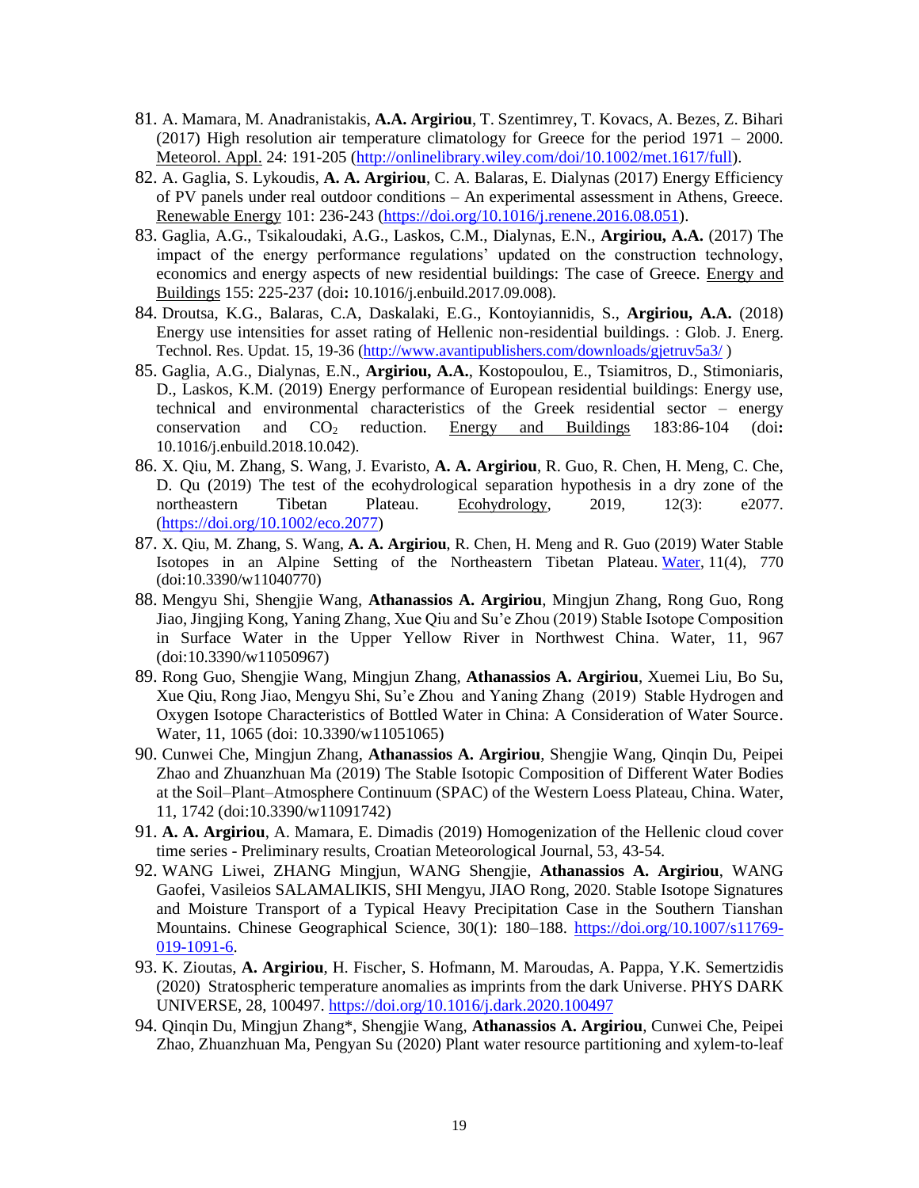81. A. Mamara, M. Anadranistakis, **A.A. Argiriou**, T. Szentimrey, T. Kovacs, A. Bezes, Z. Bihari (2017) High resolution air temperature climatology for Greece for the period 1971 – 2000. Meteorol. Appl. 24: 191-205 (http://onlinelibrary.wiley.com/doi/10.1002/met.1617/full).
82. A. Gaglia, S. Lykoudis, **A. A. Argiriou**, C. A. Balaras, E. Dialynas (2017) Energy Efficiency of PV panels under real outdoor conditions – An experimental assessment in Athens, Greece. Renewable Energy 101: 236-243 (https://doi.org/10.1016/j.renene.2016.08.051).
83. Gaglia, A.G., Tsikaloudaki, A.G., Laskos, C.M., Dialynas, E.N., **Argiriou, A.A.** (2017) The impact of the energy performance regulations' updated on the construction technology, economics and energy aspects of new residential buildings: The case of Greece. Energy and Buildings 155: 225-237 (doi**:** 10.1016/j.enbuild.2017.09.008).
84. Droutsa, K.G., Balaras, C.A, Daskalaki, E.G., Kontoyiannidis, S., **Argiriou, A.A.** (2018) Energy use intensities for asset rating of Hellenic non-residential buildings. : Glob. J. Energ. Technol. Res. Updat. 15, 19-36 (http://www.avantipublishers.com/downloads/gjetruv5a3/ )
85. Gaglia, A.G., Dialynas, E.N., **Argiriou, A.A.**, Kostopoulou, E., Tsiamitros, D., Stimoniaris, D., Laskos, K.M. (2019) Energy performance of European residential buildings: Energy use, technical and environmental characteristics of the Greek residential sector – energy conservation and $CO_2$ reduction. Energy and Buildings 183:86-104 (doi**:** 10.1016/j.enbuild.2018.10.042).
86. X. Qiu, M. Zhang, S. Wang, J. Evaristo, **A. A. Argiriou**, R. Guo, R. Chen, H. Meng, C. Che, D. Qu (2019) The test of the ecohydrological separation hypothesis in a dry zone of the northeastern Tibetan Plateau. Ecohydrology, 2019, 12(3): e2077. (https://doi.org/10.1002/eco.2077)
87. X. Qiu, M. Zhang, S. Wang, **A. A. Argiriou**, R. Chen, H. Meng and R. Guo (2019) Water Stable Isotopes in an Alpine Setting of the Northeastern Tibetan Plateau. Water, 11(4), 770 (doi:10.3390/w11040770)
88. Mengyu Shi, Shengjie Wang, **Athanassios A. Argiriou**, Mingjun Zhang, Rong Guo, Rong Jiao, Jingjing Kong, Yaning Zhang, Xue Qiu and Su'e Zhou (2019) Stable Isotope Composition in Surface Water in the Upper Yellow River in Northwest China. Water, 11, 967 (doi:10.3390/w11050967)
89. Rong Guo, Shengjie Wang, Mingjun Zhang, **Athanassios A. Argiriou**, Xuemei Liu, Bo Su, Xue Qiu, Rong Jiao, Mengyu Shi, Su'e Zhou and Yaning Zhang (2019) Stable Hydrogen and Oxygen Isotope Characteristics of Bottled Water in China: A Consideration of Water Source. Water, 11, 1065 (doi: 10.3390/w11051065)
90. Cunwei Che, Mingjun Zhang, **Athanassios A. Argiriou**, Shengjie Wang, Qinqin Du, Peipei Zhao and Zhuanzhuan Ma (2019) The Stable Isotopic Composition of Different Water Bodies at the Soil–Plant–Atmosphere Continuum (SPAC) of the Western Loess Plateau, China. Water, 11, 1742 (doi:10.3390/w11091742)
91. **A. A. Argiriou**, A. Mamara, E. Dimadis (2019) Homogenization of the Hellenic cloud cover time series - Preliminary results, Croatian Meteorological Journal, 53, 43-54.
92. WANG Liwei, ZHANG Mingjun, WANG Shengjie, **Athanassios A. Argiriou**, WANG Gaofei, Vasileios SALAMALIKIS, SHI Mengyu, JIAO Rong, 2020. Stable Isotope Signatures and Moisture Transport of a Typical Heavy Precipitation Case in the Southern Tianshan Mountains. Chinese Geographical Science, 30(1): 180–188. https://doi.org/10.1007/s11769-019-1091-6.
93. K. Zioutas, **A. Argiriou**, H. Fischer, S. Hofmann, M. Maroudas, A. Pappa, Y.K. Semertzidis (2020) Stratospheric temperature anomalies as imprints from the dark Universe. PHYS DARK UNIVERSE, 28, 100497. https://doi.org/10.1016/j.dark.2020.100497
94. Qinqin Du, Mingjun Zhang*, Shengjie Wang, **Athanassios A. Argiriou**, Cunwei Che, Peipei Zhao, Zhuanzhuan Ma, Pengyan Su (2020) Plant water resource partitioning and xylem-to-leaf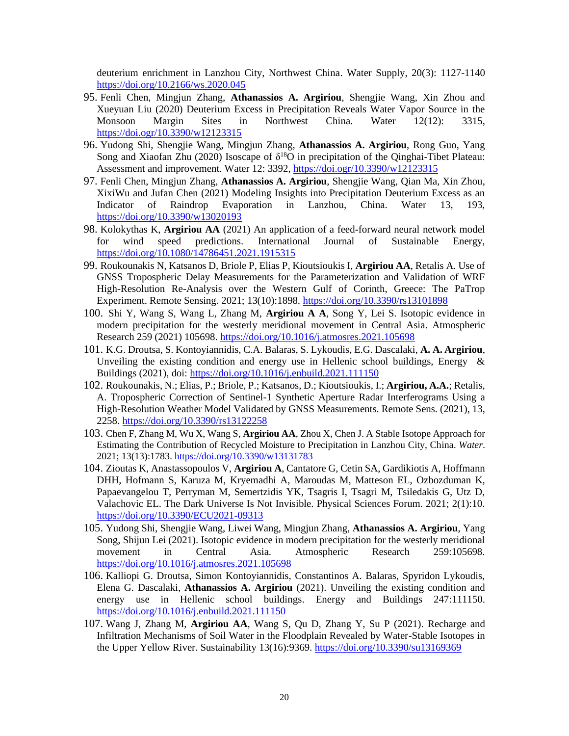deuterium enrichment in Lanzhou City, Northwest China. Water Supply, 20(3): 1127-1140 https://doi.org/10.2166/ws.2020.045

95. Fenli Chen, Mingjun Zhang, **Athanassios A. Argiriou**, Shengjie Wang, Xin Zhou and Xueyuan Liu (2020) Deuterium Excess in Precipitation Reveals Water Vapor Source in the Monsoon Margin Sites in Northwest China. Water 12(12): 3315, https://doi.ogr/10.3390/w12123315
96. Yudong Shi, Shengjie Wang, Mingjun Zhang, **Athanassios A. Argiriou**, Rong Guo, Yang Song and Xiaofan Zhu (2020) Isoscape of $\delta^{18}$O in precipitation of the Qinghai-Tibet Plateau: Assessment and improvement. Water 12: 3392, https://doi.ogr/10.3390/w12123315
97. Fenli Chen, Mingjun Zhang, **Athanassios A. Argiriou**, Shengjie Wang, Qian Ma, Xin Zhou, XixiWu and Jufan Chen (2021) Modeling Insights into Precipitation Deuterium Excess as an Indicator of Raindrop Evaporation in Lanzhou, China. Water 13, 193, https://doi.org/10.3390/w13020193
98. Kolokythas K, **Argiriou AA** (2021) An application of a feed-forward neural network model for wind speed predictions. International Journal of Sustainable Energy, https://doi.org/10.1080/14786451.2021.1915315
99. Roukounakis N, Katsanos D, Briole P, Elias P, Kioutsioukis I, **Argiriou AA**, Retalis A. Use of GNSS Tropospheric Delay Measurements for the Parameterization and Validation of WRF High-Resolution Re-Analysis over the Western Gulf of Corinth, Greece: The PaTrop Experiment. Remote Sensing. 2021; 13(10):1898. https://doi.org/10.3390/rs13101898
100. Shi Y, Wang S, Wang L, Zhang M, **Argiriou A A**, Song Y, Lei S. Isotopic evidence in modern precipitation for the westerly meridional movement in Central Asia. Atmospheric Research 259 (2021) 105698. https://doi.org/10.1016/j.atmosres.2021.105698
101. K.G. Droutsa, S. Kontoyiannidis, C.A. Balaras, S. Lykoudis, E.G. Dascalaki, **A. A. Argiriou**, Unveiling the existing condition and energy use in Hellenic school buildings, Energy & Buildings (2021), doi: https://doi.org/10.1016/j.enbuild.2021.111150
102. Roukounakis, N.; Elias, P.; Briole, P.; Katsanos, D.; Kioutsioukis, I.; **Argiriou, A.A.**; Retalis, A. Tropospheric Correction of Sentinel-1 Synthetic Aperture Radar Interferograms Using a High-Resolution Weather Model Validated by GNSS Measurements. Remote Sens. (2021), 13, 2258. https://doi.org/10.3390/rs13122258
103. Chen F, Zhang M, Wu X, Wang S, **Argiriou AA**, Zhou X, Chen J. A Stable Isotope Approach for Estimating the Contribution of Recycled Moisture to Precipitation in Lanzhou City, China. *Water*. 2021; 13(13):1783. https://doi.org/10.3390/w13131783
104. Zioutas K, Anastassopoulos V, **Argiriou A**, Cantatore G, Cetin SA, Gardikiotis A, Hoffmann DHH, Hofmann S, Karuza M, Kryemadhi A, Maroudas M, Matteson EL, Ozbozduman K, Papaevangelou T, Perryman M, Semertzidis YK, Tsagris I, Tsagri M, Tsiledakis G, Utz D, Valachovic EL. The Dark Universe Is Not Invisible. Physical Sciences Forum. 2021; 2(1):10. https://doi.org/10.3390/ECU2021-09313
105. Yudong Shi, Shengjie Wang, Liwei Wang, Mingjun Zhang, **Athanassios A. Argiriou**, Yang Song, Shijun Lei (2021). Isotopic evidence in modern precipitation for the westerly meridional movement in Central Asia. Atmospheric Research 259:105698. https://doi.org/10.1016/j.atmosres.2021.105698
106. Kalliopi G. Droutsa, Simon Kontoyiannidis, Constantinos A. Balaras, Spyridon Lykoudis, Elena G. Dascalaki, **Athanassios A. Argiriou** (2021). Unveiling the existing condition and energy use in Hellenic school buildings. Energy and Buildings 247:111150. https://doi.org/10.1016/j.enbuild.2021.111150
107. Wang J, Zhang M, **Argiriou AA**, Wang S, Qu D, Zhang Y, Su P (2021). Recharge and Infiltration Mechanisms of Soil Water in the Floodplain Revealed by Water-Stable Isotopes in the Upper Yellow River. Sustainability 13(16):9369. https://doi.org/10.3390/su13169369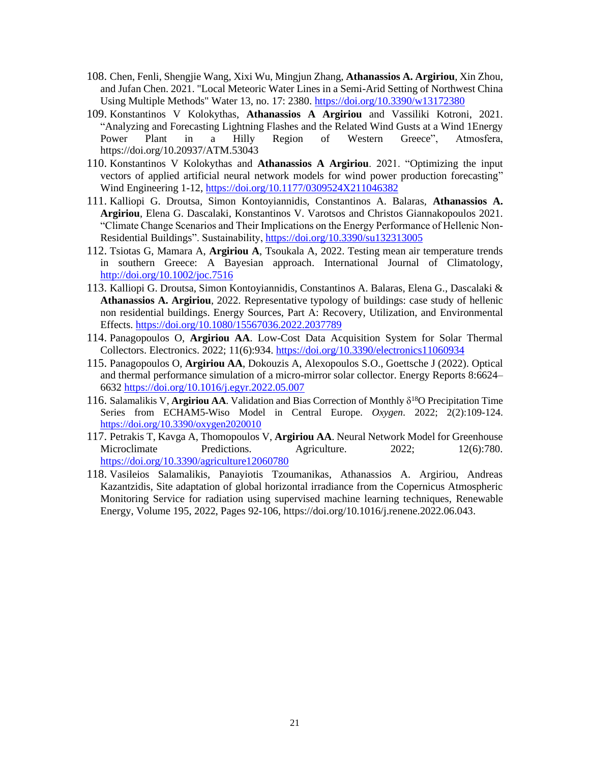108. Chen, Fenli, Shengjie Wang, Xixi Wu, Mingjun Zhang, **Athanassios A. Argiriou**, Xin Zhou, and Jufan Chen. 2021. "Local Meteoric Water Lines in a Semi-Arid Setting of Northwest China Using Multiple Methods" Water 13, no. 17: 2380. https://doi.org/10.3390/w13172380
109. Konstantinos V Kolokythas, **Athanassios A Argiriou** and Vassiliki Kotroni, 2021. "Analyzing and Forecasting Lightning Flashes and the Related Wind Gusts at a Wind 1Energy Power Plant in a Hilly Region of Western Greece", Atmosfera, https://doi.org/10.20937/ATM.53043
110. Konstantinos V Kolokythas and **Athanassios A Argiriou**. 2021. "Optimizing the input vectors of applied artificial neural network models for wind power production forecasting" Wind Engineering 1-12, https://doi.org/10.1177/0309524X211046382
111. Kalliopi G. Droutsa, Simon Kontoyiannidis, Constantinos A. Balaras, **Athanassios A. Argiriou**, Elena G. Dascalaki, Konstantinos V. Varotsos and Christos Giannakopoulos 2021. "Climate Change Scenarios and Their Implications on the Energy Performance of Hellenic Non-Residential Buildings". Sustainability, https://doi.org/10.3390/su132313005
112. Tsiotas G, Mamara A, **Argiriou A**, Tsoukala A, 2022. Testing mean air temperature trends in southern Greece: A Bayesian approach. International Journal of Climatology, http://doi.org/10.1002/joc.7516
113. Kalliopi G. Droutsa, Simon Kontoyiannidis, Constantinos A. Balaras, Elena G., Dascalaki & **Athanassios A. Argiriou**, 2022. Representative typology of buildings: case study of hellenic non residential buildings. Energy Sources, Part A: Recovery, Utilization, and Environmental Effects. https://doi.org/10.1080/15567036.2022.2037789
114. Panagopoulos O, **Argiriou AA**. Low-Cost Data Acquisition System for Solar Thermal Collectors. Electronics. 2022; 11(6):934. https://doi.org/10.3390/electronics11060934
115. Panagopoulos O, **Argiriou AA**, Dokouzis A, Alexopoulos S.O., Goettsche J (2022). Optical and thermal performance simulation of a micro-mirror solar collector. Energy Reports 8:6624–6632 https://doi.org/10.1016/j.egyr.2022.05.007
116. Salamalikis V, **Argiriou AA**. Validation and Bias Correction of Monthly $\delta^{18}$O Precipitation Time Series from ECHAM5-Wiso Model in Central Europe. *Oxygen*. 2022; 2(2):109-124. https://doi.org/10.3390/oxygen2020010
117. Petrakis T, Kavga A, Thomopoulos V, **Argiriou AA**. Neural Network Model for Greenhouse Microclimate Predictions. Agriculture. 2022; 12(6):780. https://doi.org/10.3390/agriculture12060780
118. Vasileios Salamalikis, Panayiotis Tzoumanikas, Athanassios A. Argiriou, Andreas Kazantzidis, Site adaptation of global horizontal irradiance from the Copernicus Atmospheric Monitoring Service for radiation using supervised machine learning techniques, Renewable Energy, Volume 195, 2022, Pages 92-106, https://doi.org/10.1016/j.renene.2022.06.043.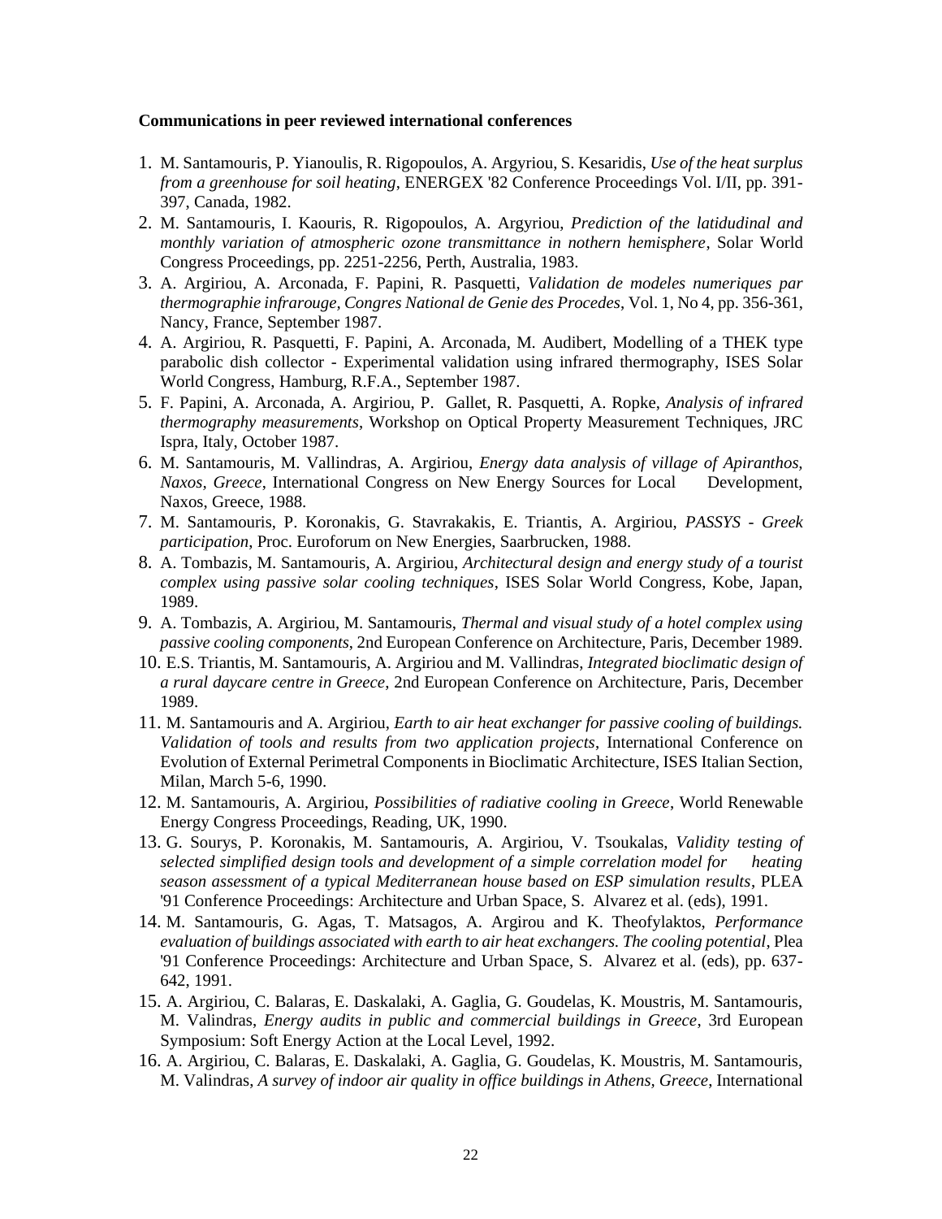**Communications in peer reviewed international conferences**

1. M. Santamouris, P. Yianoulis, R. Rigopoulos, A. Argyriou, S. Kesaridis, *Use of the heat surplus from a greenhouse for soil heating*, ENERGEX '82 Conference Proceedings Vol. I/II, pp. 391-397, Canada, 1982.
2. M. Santamouris, I. Kaouris, R. Rigopoulos, A. Argyriou, *Prediction of the latidudinal and monthly variation of atmospheric ozone transmittance in nothern hemisphere*, Solar World Congress Proceedings, pp. 2251-2256, Perth, Australia, 1983.
3. A. Argiriou, A. Arconada, F. Papini, R. Pasquetti, *Validation de modeles numeriques par thermographie infrarouge*, *Congres National de Genie des Procedes*, Vol. 1, No 4, pp. 356-361, Nancy, France, September 1987.
4. A. Argiriou, R. Pasquetti, F. Papini, A. Arconada, M. Audibert, Modelling of a THEK type parabolic dish collector - Experimental validation using infrared thermography, ISES Solar World Congress, Hamburg, R.F.A., September 1987.
5. F. Papini, A. Arconada, A. Argiriou, P. Gallet, R. Pasquetti, A. Ropke, *Analysis of infrared thermography measurements*, Workshop on Optical Property Measurement Techniques, JRC Ispra, Italy, October 1987.
6. M. Santamouris, M. Vallindras, A. Argiriou, *Energy data analysis of village of Apiranthos, Naxos, Greece*, International Congress on New Energy Sources for Local Development, Naxos, Greece, 1988.
7. M. Santamouris, P. Koronakis, G. Stavrakakis, E. Triantis, A. Argiriou, *PASSYS - Greek participation*, Proc. Euroforum on New Energies, Saarbrucken, 1988.
8. A. Tombazis, M. Santamouris, A. Argiriou, *Architectural design and energy study of a tourist complex using passive solar cooling techniques*, ISES Solar World Congress, Kobe, Japan, 1989.
9. A. Tombazis, A. Argiriou, M. Santamouris, *Thermal and visual study of a hotel complex using passive cooling components*, 2nd European Conference on Architecture, Paris, December 1989.
10. E.S. Triantis, M. Santamouris, A. Argiriou and M. Vallindras, *Integrated bioclimatic design of a rural daycare centre in Greece*, 2nd European Conference on Architecture, Paris, December 1989.
11. M. Santamouris and A. Argiriou, *Earth to air heat exchanger for passive cooling of buildings. Validation of tools and results from two application projects*, International Conference on Evolution of External Perimetral Components in Bioclimatic Architecture, ISES Italian Section, Milan, March 5-6, 1990.
12. M. Santamouris, A. Argiriou, *Possibilities of radiative cooling in Greece*, World Renewable Energy Congress Proceedings, Reading, UK, 1990.
13. G. Sourys, P. Koronakis, M. Santamouris, A. Argiriou, V. Tsoukalas, *Validity testing of selected simplified design tools and development of a simple correlation model for heating season assessment of a typical Mediterranean house based on ESP simulation results*, PLEA '91 Conference Proceedings: Architecture and Urban Space, S. Alvarez et al. (eds), 1991.
14. M. Santamouris, G. Agas, T. Matsagos, A. Argirou and K. Theofylaktos, *Performance evaluation of buildings associated with earth to air heat exchangers. The cooling potential*, Plea '91 Conference Proceedings: Architecture and Urban Space, S. Alvarez et al. (eds), pp. 637-642, 1991.
15. A. Argiriou, C. Balaras, E. Daskalaki, A. Gaglia, G. Goudelas, K. Moustris, M. Santamouris, M. Valindras, *Energy audits in public and commercial buildings in Greece*, 3rd European Symposium: Soft Energy Action at the Local Level, 1992.
16. A. Argiriou, C. Balaras, E. Daskalaki, A. Gaglia, G. Goudelas, K. Moustris, M. Santamouris, M. Valindras, *A survey of indoor air quality in office buildings in Athens, Greece*, International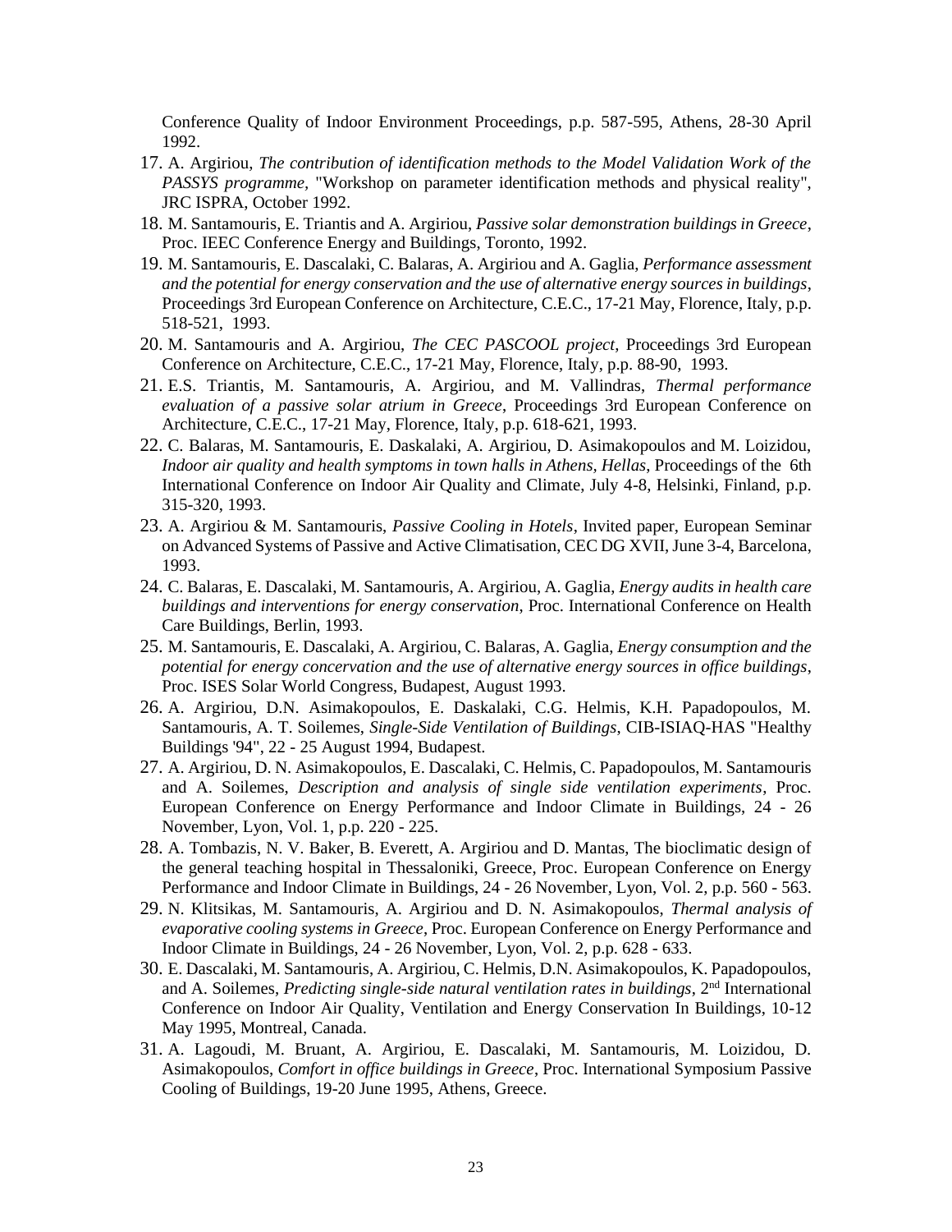Conference Quality of Indoor Environment Proceedings, p.p. 587-595, Athens, 28-30 April 1992.

17. A. Argiriou, *The contribution of identification methods to the Model Validation Work of the PASSYS programme*, "Workshop on parameter identification methods and physical reality", JRC ISPRA, October 1992.
18. M. Santamouris, E. Triantis and A. Argiriou, *Passive solar demonstration buildings in Greece*, Proc. IEEC Conference Energy and Buildings, Toronto, 1992.
19. M. Santamouris, E. Dascalaki, C. Balaras, A. Argiriou and A. Gaglia, *Performance assessment and the potential for energy conservation and the use of alternative energy sources in buildings*, Proceedings 3rd European Conference on Architecture, C.E.C., 17-21 May, Florence, Italy, p.p. 518-521, 1993.
20. M. Santamouris and A. Argiriou, *The CEC PASCOOL project*, Proceedings 3rd European Conference on Architecture, C.E.C., 17-21 May, Florence, Italy, p.p. 88-90, 1993.
21. E.S. Triantis, M. Santamouris, A. Argiriou, and M. Vallindras, *Thermal performance evaluation of a passive solar atrium in Greece*, Proceedings 3rd European Conference on Architecture, C.E.C., 17-21 May, Florence, Italy, p.p. 618-621, 1993.
22. C. Balaras, M. Santamouris, E. Daskalaki, A. Argiriou, D. Asimakopoulos and M. Loizidou, *Indoor air quality and health symptoms in town halls in Athens, Hellas*, Proceedings of the 6th International Conference on Indoor Air Quality and Climate, July 4-8, Helsinki, Finland, p.p. 315-320, 1993.
23. A. Argiriou & M. Santamouris, *Passive Cooling in Hotels*, Invited paper, European Seminar on Advanced Systems of Passive and Active Climatisation, CEC DG XVII, June 3-4, Barcelona, 1993.
24. C. Balaras, E. Dascalaki, M. Santamouris, A. Argiriou, A. Gaglia, *Energy audits in health care buildings and interventions for energy conservation*, Proc. International Conference on Health Care Buildings, Berlin, 1993.
25. M. Santamouris, E. Dascalaki, A. Argiriou, C. Balaras, A. Gaglia, *Energy consumption and the potential for energy concervation and the use of alternative energy sources in office buildings*, Proc. ISES Solar World Congress, Budapest, August 1993.
26. A. Argiriou, D.N. Asimakopoulos, E. Daskalaki, C.G. Helmis, K.H. Papadopoulos, M. Santamouris, A. T. Soilemes, *Single-Side Ventilation of Buildings*, CIB-ISIAQ-HAS "Healthy Buildings '94", 22 - 25 August 1994, Budapest.
27. A. Argiriou, D. N. Asimakopoulos, E. Dascalaki, C. Helmis, C. Papadopoulos, M. Santamouris and A. Soilemes, *Description and analysis of single side ventilation experiments*, Proc. European Conference on Energy Performance and Indoor Climate in Buildings, 24 - 26 November, Lyon, Vol. 1, p.p. 220 - 225.
28. A. Tombazis, N. V. Baker, B. Everett, A. Argiriou and D. Mantas, The bioclimatic design of the general teaching hospital in Thessaloniki, Greece, Proc. European Conference on Energy Performance and Indoor Climate in Buildings, 24 - 26 November, Lyon, Vol. 2, p.p. 560 - 563.
29. N. Klitsikas, M. Santamouris, A. Argiriou and D. N. Asimakopoulos, *Thermal analysis of evaporative cooling systems in Greece*, Proc. European Conference on Energy Performance and Indoor Climate in Buildings, 24 - 26 November, Lyon, Vol. 2, p.p. 628 - 633.
30. E. Dascalaki, M. Santamouris, A. Argiriou, C. Helmis, D.N. Asimakopoulos, K. Papadopoulos, and A. Soilemes, *Predicting single-side natural ventilation rates in buildings*, 2nd International Conference on Indoor Air Quality, Ventilation and Energy Conservation In Buildings, 10-12 May 1995, Montreal, Canada.
31. A. Lagoudi, M. Bruant, A. Argiriou, E. Dascalaki, M. Santamouris, M. Loizidou, D. Asimakopoulos, *Comfort in office buildings in Greece*, Proc. International Symposium Passive Cooling of Buildings, 19-20 June 1995, Athens, Greece.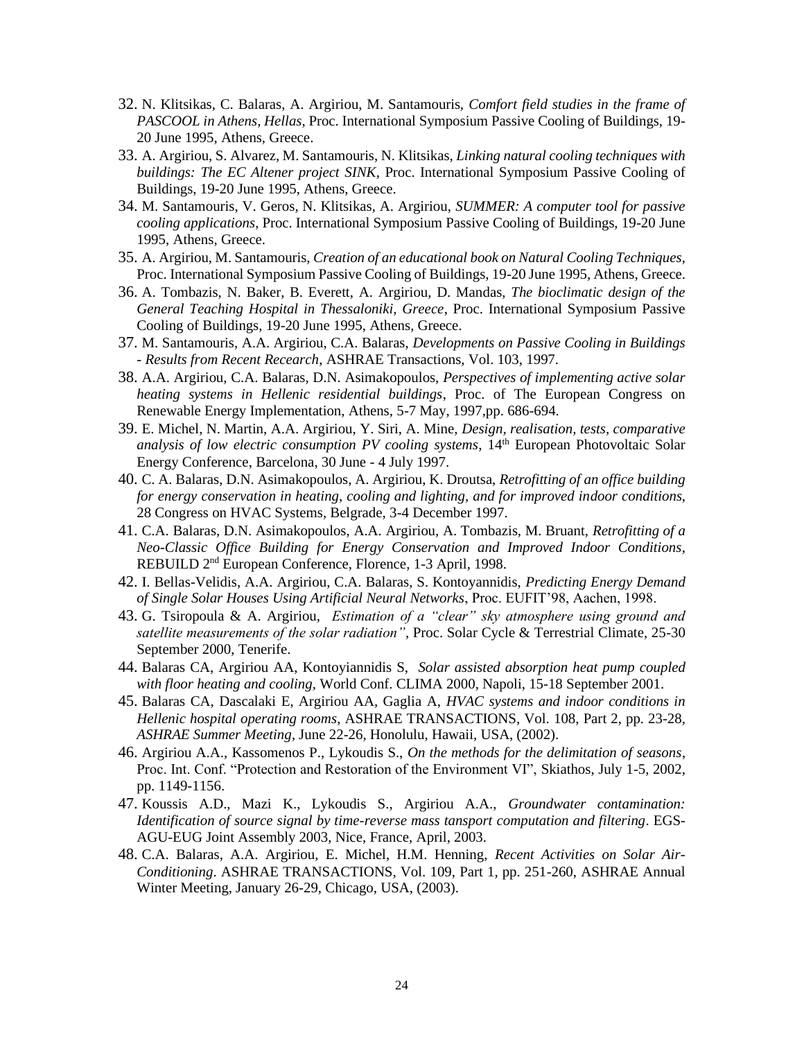32. N. Klitsikas, C. Balaras, A. Argiriou, M. Santamouris, *Comfort field studies in the frame of PASCOOL in Athens, Hellas*, Proc. International Symposium Passive Cooling of Buildings, 19-20 June 1995, Athens, Greece.
33. A. Argiriou, S. Alvarez, M. Santamouris, N. Klitsikas, *Linking natural cooling techniques with buildings: The EC Altener project SINK*, Proc. International Symposium Passive Cooling of Buildings, 19-20 June 1995, Athens, Greece.
34. M. Santamouris, V. Geros, N. Klitsikas, A. Argiriou, *SUMMER: A computer tool for passive cooling applications*, Proc. International Symposium Passive Cooling of Buildings, 19-20 June 1995, Athens, Greece.
35. A. Argiriou, M. Santamouris, *Creation of an educational book on Natural Cooling Techniques*, Proc. International Symposium Passive Cooling of Buildings, 19-20 June 1995, Athens, Greece.
36. A. Tombazis, N. Baker, B. Everett, A. Argiriou, D. Mandas, *The bioclimatic design of the General Teaching Hospital in Thessaloniki, Greece*, Proc. International Symposium Passive Cooling of Buildings, 19-20 June 1995, Athens, Greece.
37. M. Santamouris, A.A. Argiriou, C.A. Balaras, *Developments on Passive Cooling in Buildings - Results from Recent Recearch*, ASHRAE Transactions, Vol. 103, 1997.
38. A.A. Argiriou, C.A. Balaras, D.N. Asimakopoulos, *Perspectives of implementing active solar heating systems in Hellenic residential buildings*, Proc. of The European Congress on Renewable Energy Implementation, Athens, 5-7 May, 1997,pp. 686-694.
39. E. Michel, N. Martin, A.A. Argiriou, Y. Siri, A. Mine, *Design, realisation, tests, comparative analysis of low electric consumption PV cooling systems*, 14th European Photovoltaic Solar Energy Conference, Barcelona, 30 June - 4 July 1997.
40. C. A. Balaras, D.N. Asimakopoulos, A. Argiriou, K. Droutsa, *Retrofitting of an office building for energy conservation in heating, cooling and lighting, and for improved indoor conditions*, 28 Congress on HVAC Systems, Belgrade, 3-4 December 1997.
41. C.A. Balaras, D.N. Asimakopoulos, A.A. Argiriou, A. Tombazis, M. Bruant, *Retrofitting of a Neo-Classic Office Building for Energy Conservation and Improved Indoor Conditions*, REBUILD 2nd European Conference, Florence, 1-3 April, 1998.
42. I. Bellas-Velidis, A.A. Argiriou, C.A. Balaras, S. Kontoyannidis, *Predicting Energy Demand of Single Solar Houses Using Artificial Neural Networks*, Proc. EUFIT'98, Aachen, 1998.
43. G. Tsiropoula & A. Argiriou, *Estimation of a "clear" sky atmosphere using ground and satellite measurements of the solar radiation"*, Proc. Solar Cycle & Terrestrial Climate, 25-30 September 2000, Tenerife.
44. Balaras CA, Argiriou AA, Kontoyiannidis S, *Solar assisted absorption heat pump coupled with floor heating and cooling*, World Conf. CLIMA 2000, Napoli, 15-18 September 2001.
45. Balaras CA, Dascalaki E, Argiriou AA, Gaglia A, *HVAC systems and indoor conditions in Hellenic hospital operating rooms*, ASHRAE TRANSACTIONS, Vol. 108, Part 2, pp. 23-28, *ASHRAE Summer Meeting*, June 22-26, Honolulu, Hawaii, USA, (2002).
46. Argiriou A.A., Kassomenos P., Lykoudis S., *On the methods for the delimitation of seasons*, Proc. Int. Conf. "Protection and Restoration of the Environment VI", Skiathos, July 1-5, 2002, pp. 1149-1156.
47. Koussis A.D., Mazi K., Lykoudis S., Argiriou A.A., *Groundwater contamination: Identification of source signal by time-reverse mass tansport computation and filtering*. EGS-AGU-EUG Joint Assembly 2003, Nice, France, April, 2003.
48. C.A. Balaras, A.A. Argiriou, E. Michel, H.M. Henning, *Recent Activities on Solar Air-Conditioning*. ASHRAE TRANSACTIONS, Vol. 109, Part 1, pp. 251-260, ASHRAE Annual Winter Meeting, January 26-29, Chicago, USA, (2003).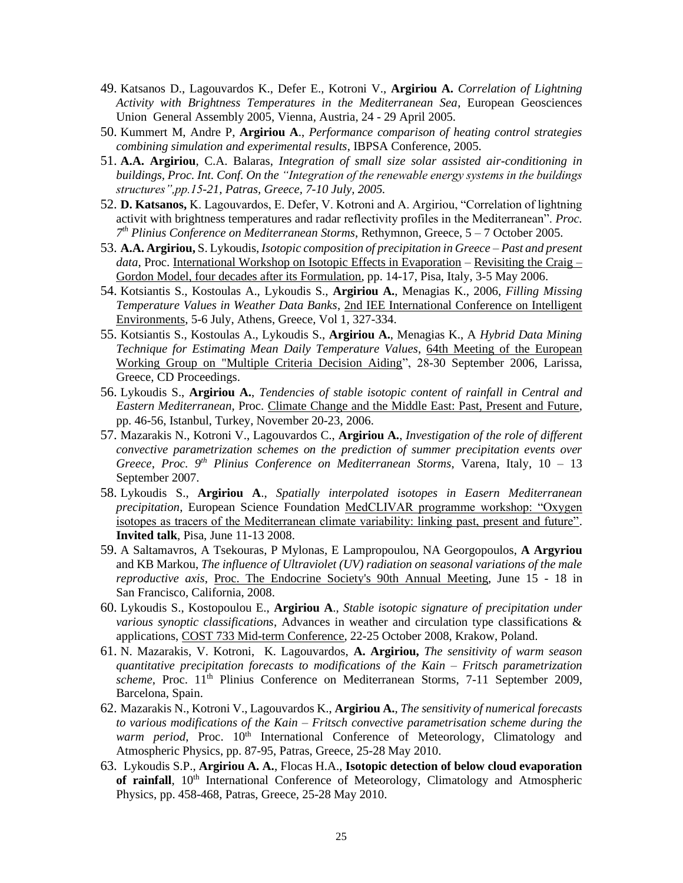49. Katsanos D., Lagouvardos K., Defer E., Kotroni V., **Argiriou A.** *Correlation of Lightning Activity with Brightness Temperatures in the Mediterranean Sea*, European Geosciences Union General Assembly 2005, Vienna, Austria, 24 - 29 April 2005.
50. Kummert M, Andre P, **Argiriou A**., *Performance comparison of heating control strategies combining simulation and experimental results*, IBPSA Conference, 2005.
51. **A.A. Argiriou**, C.A. Balaras, *Integration of small size solar assisted air-conditioning in buildings, Proc. Int. Conf. On the "Integration of the renewable energy systems in the buildings structures",pp.15-21, Patras, Greece, 7-10 July, 2005.*
52. **D. Katsanos,** K. Lagouvardos, E. Defer, V. Kotroni and A. Argiriou, "Correlation of lightning activit with brightness temperatures and radar reflectivity profiles in the Mediterranean". *Proc. 7th Plinius Conference on Mediterranean Storms*, Rethymnon, Greece, 5 – 7 October 2005.
53. **A.A. Argiriou,** S. Lykoudis, *Isotopic composition of precipitation in Greece – Past and present data*, Proc. International Workshop on Isotopic Effects in Evaporation – Revisiting the Craig – Gordon Model, four decades after its Formulation, pp. 14-17, Pisa, Italy, 3-5 May 2006.
54. Kotsiantis S., Kostoulas A., Lykoudis S., **Argiriou A.**, Menagias K., 2006, *Filling Missing Temperature Values in Weather Data Banks*, 2nd IEE International Conference on Intelligent Environments, 5-6 July, Athens, Greece, Vol 1, 327-334.
55. Kotsiantis S., Kostoulas A., Lykoudis S., **Argiriou A.**, Menagias K., A *Hybrid Data Mining Technique for Estimating Mean Daily Temperature Values*, 64th Meeting of the European Working Group on "Multiple Criteria Decision Aiding", 28-30 September 2006, Larissa, Greece, CD Proceedings.
56. Lykoudis S., **Argiriou A.**, *Tendencies of stable isotopic content of rainfall in Central and Eastern Mediterranean*, Proc. Climate Change and the Middle East: Past, Present and Future, pp. 46-56, Istanbul, Turkey, November 20-23, 2006.
57. Mazarakis N., Kotroni V., Lagouvardos C., **Argiriou A.**, *Investigation of the role of different convective parametrization schemes on the prediction of summer precipitation events over Greece*, *Proc. 9th Plinius Conference on Mediterranean Storms*, Varena, Italy, 10 – 13 September 2007.
58. Lykoudis S., **Argiriou A**., *Spatially interpolated isotopes in Easern Mediterranean precipitation*, European Science Foundation MedCLIVAR programme workshop: "Oxygen isotopes as tracers of the Mediterranean climate variability: linking past, present and future". **Invited talk**, Pisa, June 11-13 2008.
59. A Saltamavros, A Tsekouras, P Mylonas, E Lampropoulou, NA Georgopoulos, **A Argyriou** and KB Markou, *The influence of Ultraviolet (UV) radiation on seasonal variations of the male reproductive axis*, Proc. The Endocrine Society's 90th Annual Meeting, June 15 - 18 in San Francisco, California, 2008.
60. Lykoudis S., Kostopoulou E., **Argiriou A**., *Stable isotopic signature of precipitation under various synoptic classifications*, Advances in weather and circulation type classifications & applications, COST 733 Mid-term Conference, 22-25 October 2008, Krakow, Poland.
61. N. Mazarakis, V. Kotroni, K. Lagouvardos, **A. Argiriou,** *The sensitivity of warm season quantitative precipitation forecasts to modifications of the Kain – Fritsch parametrization scheme*, Proc. 11th Plinius Conference on Mediterranean Storms, 7-11 September 2009, Barcelona, Spain.
62. Mazarakis N., Kotroni V., Lagouvardos K., **Argiriou A.**, *The sensitivity of numerical forecasts to various modifications of the Kain – Fritsch convective parametrisation scheme during the warm period*, Proc. 10th International Conference of Meteorology, Climatology and Atmospheric Physics, pp. 87-95, Patras, Greece, 25-28 May 2010.
63. Lykoudis S.P., **Argiriou A. A.**, Flocas H.A., **Isotopic detection of below cloud evaporation of rainfall**, 10th International Conference of Meteorology, Climatology and Atmospheric Physics, pp. 458-468, Patras, Greece, 25-28 May 2010.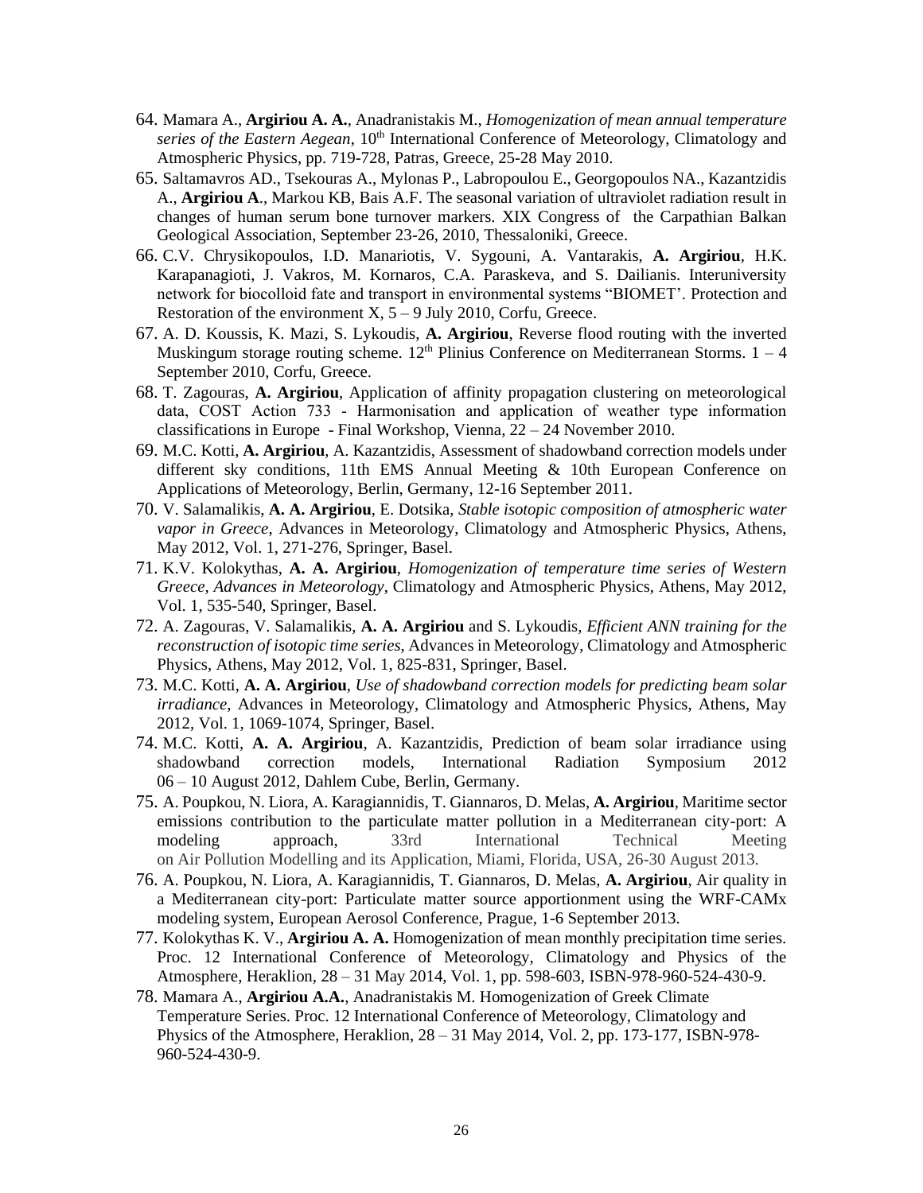64. Mamara A., **Argiriou A. A.**, Anadranistakis M., *Homogenization of mean annual temperature series of the Eastern Aegean*, 10th International Conference of Meteorology, Climatology and Atmospheric Physics, pp. 719-728, Patras, Greece, 25-28 May 2010.
65. Saltamavros AD., Tsekouras A., Mylonas P., Labropoulou E., Georgopoulos NA., Kazantzidis A., **Argiriou A**., Markou KB, Bais A.F. The seasonal variation of ultraviolet radiation result in changes of human serum bone turnover markers. XIX Congress of the Carpathian Balkan Geological Association, September 23-26, 2010, Thessaloniki, Greece.
66. C.V. Chrysikopoulos, I.D. Manariotis, V. Sygouni, A. Vantarakis, **A. Argiriou**, H.K. Karapanagioti, J. Vakros, M. Kornaros, C.A. Paraskeva, and S. Dailianis. Interuniversity network for biocolloid fate and transport in environmental systems "BIOMET'. Protection and Restoration of the environment X, 5 – 9 July 2010, Corfu, Greece.
67. A. D. Koussis, K. Mazi, S. Lykoudis, **A. Argiriou**, Reverse flood routing with the inverted Muskingum storage routing scheme. 12th Plinius Conference on Mediterranean Storms. 1 – 4 September 2010, Corfu, Greece.
68. T. Zagouras, **A. Argiriou**, Application of affinity propagation clustering on meteorological data, COST Action 733 - Harmonisation and application of weather type information classifications in Europe - Final Workshop, Vienna, 22 – 24 November 2010.
69. M.C. Kotti, **A. Argiriou**, A. Kazantzidis, Assessment of shadowband correction models under different sky conditions, 11th EMS Annual Meeting & 10th European Conference on Applications of Meteorology, Berlin, Germany, 12-16 September 2011.
70. V. Salamalikis, **A. A. Argiriou**, E. Dotsika, *Stable isotopic composition of atmospheric water vapor in Greece*, Advances in Meteorology, Climatology and Atmospheric Physics, Athens, May 2012, Vol. 1, 271-276, Springer, Basel.
71. K.V. Kolokythas, **A. A. Argiriou**, *Homogenization of temperature time series of Western Greece, Advances in Meteorology*, Climatology and Atmospheric Physics, Athens, May 2012, Vol. 1, 535-540, Springer, Basel.
72. A. Zagouras, V. Salamalikis, **A. A. Argiriou** and S. Lykoudis, *Efficient ANN training for the reconstruction of isotopic time series*, Advances in Meteorology, Climatology and Atmospheric Physics, Athens, May 2012, Vol. 1, 825-831, Springer, Basel.
73. M.C. Kotti, **A. A. Argiriou**, *Use of shadowband correction models for predicting beam solar irradiance*, Advances in Meteorology, Climatology and Atmospheric Physics, Athens, May 2012, Vol. 1, 1069-1074, Springer, Basel.
74. M.C. Kotti, **A. A. Argiriou**, A. Kazantzidis, Prediction of beam solar irradiance using shadowband correction models, International Radiation Symposium 2012 06 – 10 August 2012, Dahlem Cube, Berlin, Germany.
75. A. Poupkou, N. Liora, A. Karagiannidis, T. Giannaros, D. Melas, **A. Argiriou**, Maritime sector emissions contribution to the particulate matter pollution in a Mediterranean city-port: A modeling approach, 33rd International Technical Meeting on Air Pollution Modelling and its Application, Miami, Florida, USA, 26-30 August 2013.
76. A. Poupkou, N. Liora, A. Karagiannidis, T. Giannaros, D. Melas, **A. Argiriou**, Air quality in a Mediterranean city-port: Particulate matter source apportionment using the WRF-CAMx modeling system, European Aerosol Conference, Prague, 1-6 September 2013.
77. Kolokythas K. V., **Argiriou A. A.** Homogenization of mean monthly precipitation time series. Proc. 12 International Conference of Meteorology, Climatology and Physics of the Atmosphere, Heraklion, 28 – 31 May 2014, Vol. 1, pp. 598-603, ISBN-978-960-524-430-9.
78. Mamara A., **Argiriou A.A.**, Anadranistakis M. Homogenization of Greek Climate Temperature Series. Proc. 12 International Conference of Meteorology, Climatology and Physics of the Atmosphere, Heraklion, 28 – 31 May 2014, Vol. 2, pp. 173-177, ISBN-978-960-524-430-9.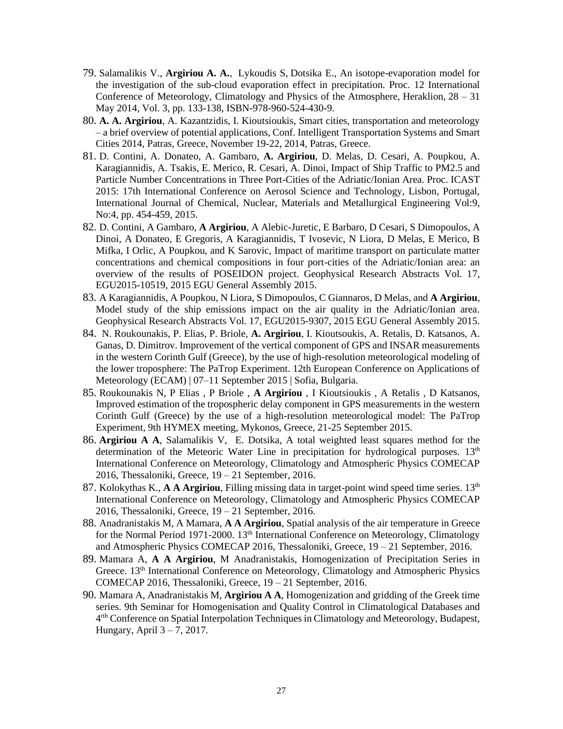79. Salamalikis V., **Argiriou A. A.**,  Lykoudis S, Dotsika E., An isotope-evaporation model for the investigation of the sub-cloud evaporation effect in precipitation. Proc. 12 International Conference of Meteorology, Climatology and Physics of the Atmosphere, Heraklion, 28 – 31 May 2014, Vol. 3, pp. 133-138, ISBN-978-960-524-430-9.
80. **A. A. Argiriou**, A. Kazantzidis, I. Kioutsioukis, Smart cities, transportation and meteorology – a brief overview of potential applications, Conf. Intelligent Transportation Systems and Smart Cities 2014, Patras, Greece, November 19-22, 2014, Patras, Greece.
81. D. Contini, A. Donateo, A. Gambaro, **A. Argiriou**, D. Melas, D. Cesari, A. Poupkou, A. Karagiannidis, A. Tsakis, E. Merico, R. Cesari, A. Dinoi, Impact of Ship Traffic to PM2.5 and Particle Number Concentrations in Three Port-Cities of the Adriatic/Ionian Area. Proc. ICAST 2015: 17th International Conference on Aerosol Science and Technology, Lisbon, Portugal, International Journal of Chemical, Nuclear, Materials and Metallurgical Engineering Vol:9, No:4, pp. 454-459, 2015.
82. D. Contini, A Gambaro, **A Argiriou**, A Alebic-Juretic, E Barbaro, D Cesari, S Dimopoulos, A Dinoi, A Donateo, E Gregoris, A Karagiannidis, T Ivosevic, N Liora, D Melas, E Merico, B Mifka, I Orlic, A Poupkou, and K Sarovic, Impact of maritime transport on particulate matter concentrations and chemical compositions in four port-cities of the Adriatic/Ionian area: an overview of the results of POSEIDON project. Geophysical Research Abstracts Vol. 17, EGU2015-10519, 2015 EGU General Assembly 2015.
83. A Karagiannidis, A Poupkou, N Liora, S Dimopoulos, C Giannaros, D Melas, and **A Argiriou**, Model study of the ship emissions impact on the air quality in the Adriatic/Ionian area. Geophysical Research Abstracts Vol. 17, EGU2015-9307, 2015 EGU General Assembly 2015.
84. N. Roukounakis, P. Elias, P. Briole, **A. Argiriou**, I. Kioutsoukis, A. Retalis, D. Katsanos, A. Ganas, D. Dimitrov. Improvement of the vertical component of GPS and INSAR measurements in the western Corinth Gulf (Greece), by the use of high-resolution meteorological modeling of the lower troposphere: The PaTrop Experiment. 12th European Conference on Applications of Meteorology (ECAM) | 07–11 September 2015 | Sofia, Bulgaria.
85. Roukounakis N, P Elias , P Briole , **A Argiriou** , I Kioutsioukis , A Retalis , D Katsanos, Improved estimation of the tropospheric delay component in GPS measurements in the western Corinth Gulf (Greece) by the use of a high-resolution meteorological model: The PaTrop Experiment, 9th HYMEX meeting, Mykonos, Greece, 21-25 September 2015.
86. **Argiriou A A**, Salamalikis V,  E. Dotsika, A total weighted least squares method for the determination of the Meteoric Water Line in precipitation for hydrological purposes. 13th International Conference on Meteorology, Climatology and Atmospheric Physics COMECAP 2016, Thessaloniki, Greece, 19 – 21 September, 2016.
87. Kolokythas K., **A A Argiriou**, Filling missing data in target-point wind speed time series. 13th International Conference on Meteorology, Climatology and Atmospheric Physics COMECAP 2016, Thessaloniki, Greece, 19 – 21 September, 2016.
88. Anadranistakis M, A Mamara, **A A Argiriou**, Spatial analysis of the air temperature in Greece for the Normal Period 1971-2000. 13th International Conference on Meteorology, Climatology and Atmospheric Physics COMECAP 2016, Thessaloniki, Greece, 19 – 21 September, 2016.
89. Mamara A, **A A Argiriou**, M Anadranistakis, Homogenization of Precipitation Series in Greece. 13th International Conference on Meteorology, Climatology and Atmospheric Physics COMECAP 2016, Thessaloniki, Greece, 19 – 21 September, 2016.
90. Mamara A, Anadranistakis M, **Argiriou A A**, Homogenization and gridding of the Greek time series. 9th Seminar for Homogenisation and Quality Control in Climatological Databases and 4rth Conference on Spatial Interpolation Techniques in Climatology and Meteorology, Budapest, Hungary, April 3 – 7, 2017.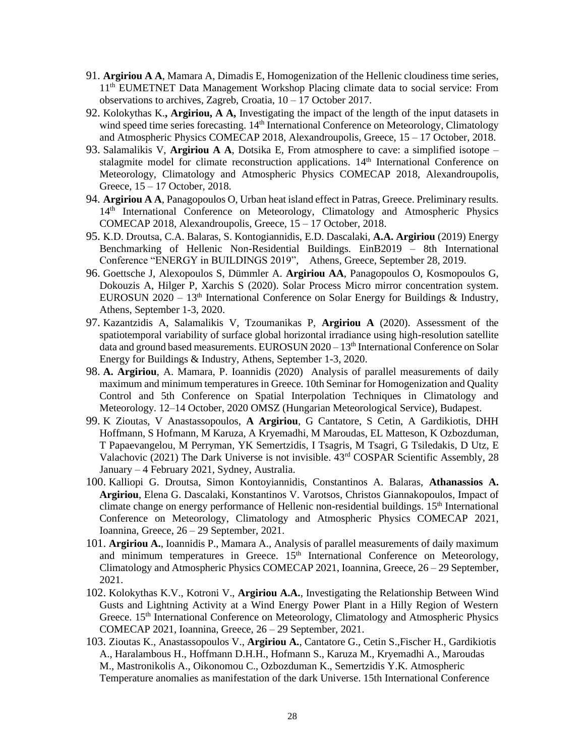91. **Argiriou A A**, Mamara A, Dimadis E, Homogenization of the Hellenic cloudiness time series, 11th EUMETNET Data Management Workshop Placing climate data to social service: From observations to archives, Zagreb, Croatia, 10 – 17 October 2017.
92. Kolokythas K**., Argiriou, A A,** Investigating the impact of the length of the input datasets in wind speed time series forecasting. 14th International Conference on Meteorology, Climatology and Atmospheric Physics COMECAP 2018, Alexandroupolis, Greece, 15 – 17 October, 2018.
93. Salamalikis V, **Argiriou A A**, Dotsika E, From atmosphere to cave: a simplified isotope – stalagmite model for climate reconstruction applications. 14th International Conference on Meteorology, Climatology and Atmospheric Physics COMECAP 2018, Alexandroupolis, Greece, 15 – 17 October, 2018.
94. **Argiriou A A**, Panagopoulos O, Urban heat island effect in Patras, Greece. Preliminary results. 14th International Conference on Meteorology, Climatology and Atmospheric Physics COMECAP 2018, Alexandroupolis, Greece, 15 – 17 October, 2018.
95. K.D. Droutsa, C.A. Balaras, S. Kontogiannidis, E.D. Dascalaki, **A.A. Argiriou** (2019) Energy Benchmarking of Hellenic Non-Residential Buildings. EinB2019 – 8th International Conference "ENERGY in BUILDINGS 2019", Athens, Greece, September 28, 2019.
96. Goettsche J, Alexopoulos S, Dümmler A. **Argiriou AA**, Panagopoulos O, Kosmopoulos G, Dokouzis A, Hilger P, Xarchis S (2020). Solar Process Micro mirror concentration system. EUROSUN 2020 – 13th International Conference on Solar Energy for Buildings & Industry, Athens, September 1-3, 2020.
97. Kazantzidis A, Salamalikis V, Tzoumanikas P, **Argiriou A** (2020). Assessment of the spatiotemporal variability of surface global horizontal irradiance using high-resolution satellite data and ground based measurements. EUROSUN 2020 – 13th International Conference on Solar Energy for Buildings & Industry, Athens, September 1-3, 2020.
98. **A. Argiriou**, A. Mamara, P. Ioannidis (2020) Analysis of parallel measurements of daily maximum and minimum temperatures in Greece. 10th Seminar for Homogenization and Quality Control and 5th Conference on Spatial Interpolation Techniques in Climatology and Meteorology. 12–14 October, 2020 OMSZ (Hungarian Meteorological Service), Budapest.
99. K Zioutas, V Anastassopoulos, **A Argiriou**, G Cantatore, S Cetin, A Gardikiotis, DHH Hoffmann, S Hofmann, M Karuza, A Kryemadhi, M Maroudas, EL Matteson, K Ozbozduman, T Papaevangelou, M Perryman, YK Semertzidis, I Tsagris, M Tsagri, G Tsiledakis, D Utz, E Valachovic (2021) The Dark Universe is not invisible. 43rd COSPAR Scientific Assembly, 28 January – 4 February 2021, Sydney, Australia.
100. Kalliopi G. Droutsa, Simon Kontoyiannidis, Constantinos A. Balaras, **Athanassios A. Argiriou**, Elena G. Dascalaki, Konstantinos V. Varotsos, Christos Giannakopoulos, Impact of climate change on energy performance of Hellenic non-residential buildings. 15th International Conference on Meteorology, Climatology and Atmospheric Physics COMECAP 2021, Ioannina, Greece, 26 – 29 September, 2021.
101. **Argiriou A.**, Ioannidis P., Mamara A., Analysis of parallel measurements of daily maximum and minimum temperatures in Greece. 15th International Conference on Meteorology, Climatology and Atmospheric Physics COMECAP 2021, Ioannina, Greece, 26 – 29 September, 2021.
102. Kolokythas K.V., Kotroni V., **Argiriou A.A.**, Investigating the Relationship Between Wind Gusts and Lightning Activity at a Wind Energy Power Plant in a Hilly Region of Western Greece. 15th International Conference on Meteorology, Climatology and Atmospheric Physics COMECAP 2021, Ioannina, Greece, 26 – 29 September, 2021.
103. Zioutas K., Anastassopoulos V., **Argiriou A.**, Cantatore G., Cetin S.,Fischer H., Gardikiotis A., Haralambous H., Hoffmann D.H.H., Hofmann S., Karuza M., Kryemadhi A., Maroudas M., Mastronikolis A., Oikonomou C., Ozbozduman K., Semertzidis Y.K. Atmospheric Temperature anomalies as manifestation of the dark Universe. 15th International Conference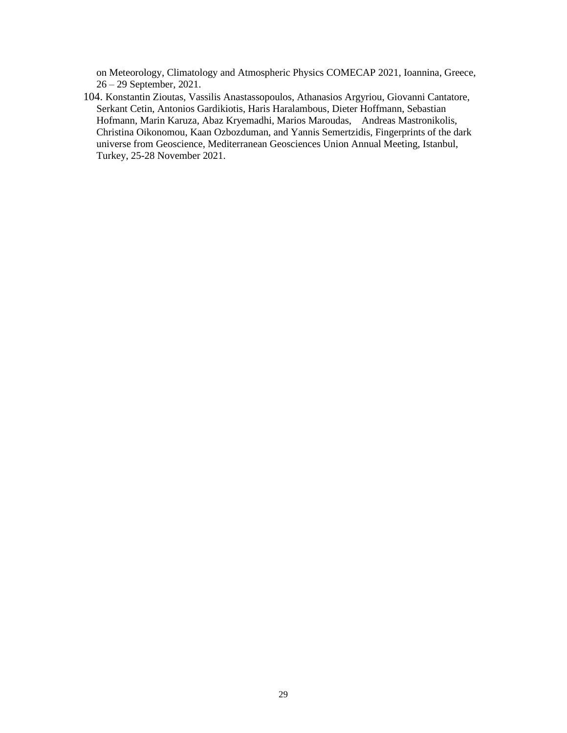on Meteorology, Climatology and Atmospheric Physics COMECAP 2021, Ioannina, Greece, 26 – 29 September, 2021.

104. Konstantin Zioutas, Vassilis Anastassopoulos, Athanasios Argyriou, Giovanni Cantatore, Serkant Cetin, Antonios Gardikiotis, Haris Haralambous, Dieter Hoffmann, Sebastian Hofmann, Marin Karuza, Abaz Kryemadhi, Marios Maroudas, Andreas Mastronikolis, Christina Oikonomou, Kaan Ozbozduman, and Yannis Semertzidis, Fingerprints of the dark universe from Geoscience, Mediterranean Geosciences Union Annual Meeting, Istanbul, Turkey, 25-28 November 2021.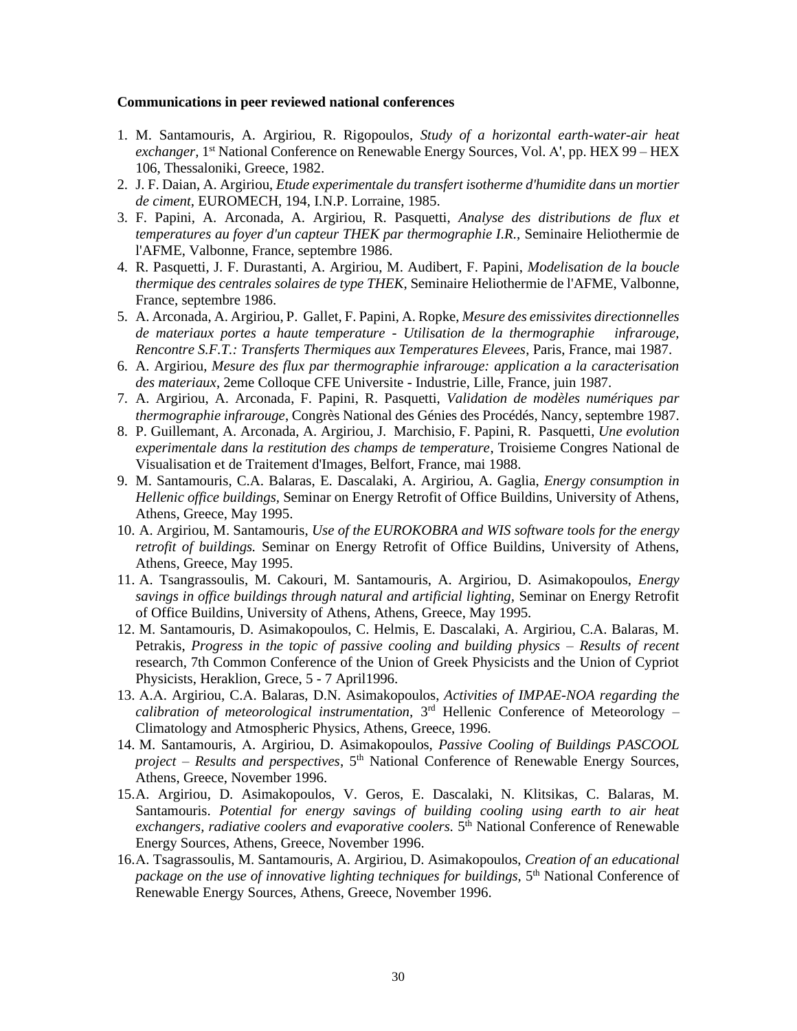**Communications in peer reviewed national conferences**

1. M. Santamouris, A. Argiriou, R. Rigopoulos, *Study of a horizontal earth-water-air heat exchanger*, 1st National Conference on Renewable Energy Sources, Vol. A', pp. HEX 99 – HEX 106, Thessaloniki, Greece, 1982.
2. J. F. Daian, A. Argiriou, *Etude experimentale du transfert isotherme d'humidite dans un mortier de ciment*, EUROMECH, 194, I.N.P. Lorraine, 1985.
3. F. Papini, A. Arconada, A. Argiriou, R. Pasquetti, *Analyse des distributions de flux et temperatures au foyer d'un capteur THEK par thermographie I.R.,* Seminaire Heliothermie de l'AFME, Valbonne, France, septembre 1986.
4. R. Pasquetti, J. F. Durastanti, A. Argiriou, M. Audibert, F. Papini, *Modelisation de la boucle thermique des centrales solaires de type THEK*, Seminaire Heliothermie de l'AFME, Valbonne, France, septembre 1986.
5. A. Arconada, A. Argiriou, P. Gallet, F. Papini, A. Ropke, *Mesure des emissivites directionnelles de materiaux portes a haute temperature - Utilisation de la thermographie infrarouge, Rencontre S.F.T.: Transferts Thermiques aux Temperatures Elevees*, Paris, France, mai 1987.
6. A. Argiriou, *Mesure des flux par thermographie infrarouge: application a la caracterisation des materiaux*, 2eme Colloque CFE Universite - Industrie, Lille, France, juin 1987.
7. A. Argiriou, A. Arconada, F. Papini, R. Pasquetti, *Validation de modèles numériques par thermographie infrarouge*, Congrès National des Génies des Procédés, Nancy, septembre 1987.
8. P. Guillemant, A. Arconada, A. Argiriou, J. Marchisio, F. Papini, R. Pasquetti, *Une evolution experimentale dans la restitution des champs de temperature*, Troisieme Congres National de Visualisation et de Traitement d'Images, Belfort, France, mai 1988.
9. M. Santamouris, C.A. Balaras, E. Dascalaki, A. Argiriou, A. Gaglia, *Energy consumption in Hellenic office buildings,* Seminar on Energy Retrofit of Office Buildins, University of Athens, Athens, Greece, May 1995.
10. A. Argiriou, M. Santamouris, *Use of the EUROKOBRA and WIS software tools for the energy retrofit of buildings.* Seminar on Energy Retrofit of Office Buildins, University of Athens, Athens, Greece, May 1995.
11. A. Tsangrassoulis, M. Cakouri, M. Santamouris, A. Argiriou, D. Asimakopoulos, *Energy savings in office buildings through natural and artificial lighting,* Seminar on Energy Retrofit of Office Buildins, University of Athens, Athens, Greece, May 1995.
12. M. Santamouris, D. Asimakopoulos, C. Helmis, E. Dascalaki, A. Argiriou, C.A. Balaras, M. Petrakis, *Progress in the topic of passive cooling and building physics – Results of recent* research, 7th Common Conference of the Union of Greek Physicists and the Union of Cypriot Physicists, Heraklion, Grece, 5 - 7 April1996.
13. A.A. Argiriou, C.A. Balaras, D.N. Asimakopoulos, *Activities of IMPAE-NOA regarding the calibration of meteorological instrumentation,* 3rd Hellenic Conference of Meteorology – Climatology and Atmospheric Physics, Athens, Greece, 1996.
14. M. Santamouris, A. Argiriou, D. Asimakopoulos, *Passive Cooling of Buildings PASCOOL project – Results and perspectives*, 5th National Conference of Renewable Energy Sources, Athens, Greece, November 1996.
15. A. Argiriou, D. Asimakopoulos, V. Geros, E. Dascalaki, N. Klitsikas, C. Balaras, M. Santamouris. *Potential for energy savings of building cooling using earth to air heat exchangers, radiative coolers and evaporative coolers.* 5th National Conference of Renewable Energy Sources, Athens, Greece, November 1996.
16. A. Tsagrassoulis, M. Santamouris, A. Argiriou, D. Asimakopoulos, *Creation of an educational package on the use of innovative lighting techniques for buildings,* 5th National Conference of Renewable Energy Sources, Athens, Greece, November 1996.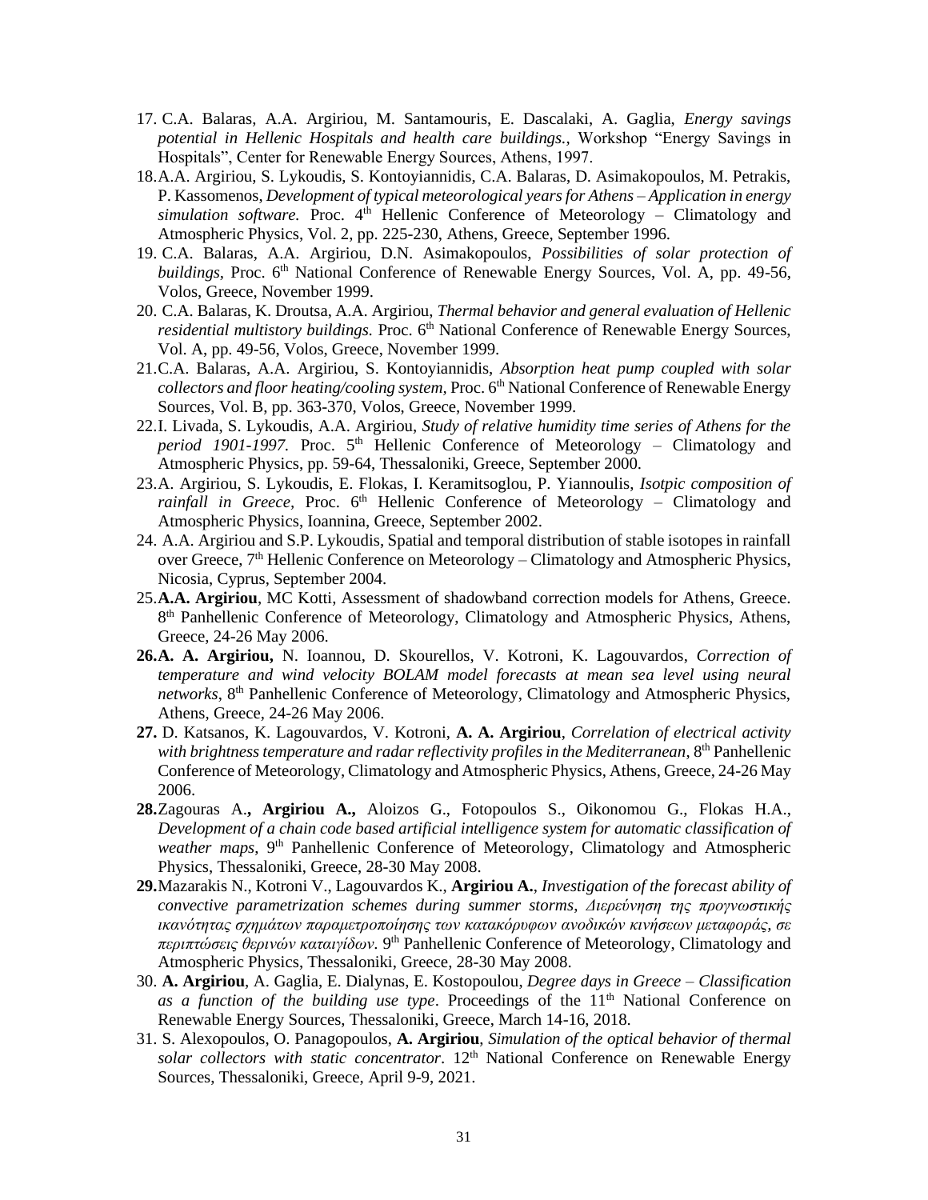17. C.A. Balaras, A.A. Argiriou, M. Santamouris, E. Dascalaki, A. Gaglia, *Energy savings potential in Hellenic Hospitals and health care buildings.*, Workshop "Energy Savings in Hospitals", Center for Renewable Energy Sources, Athens, 1997.
18. A.A. Argiriou, S. Lykoudis, S. Kontoyiannidis, C.A. Balaras, D. Asimakopoulos, M. Petrakis, P. Kassomenos, *Development of typical meteorological years for Athens – Application in energy simulation software.* Proc. 4th Hellenic Conference of Meteorology – Climatology and Atmospheric Physics, Vol. 2, pp. 225-230, Athens, Greece, September 1996.
19. C.A. Balaras, A.A. Argiriou, D.N. Asimakopoulos, *Possibilities of solar protection of buildings,* Proc. 6th National Conference of Renewable Energy Sources, Vol. A, pp. 49-56, Volos, Greece, November 1999.
20. C.A. Balaras, K. Droutsa, A.A. Argiriou, *Thermal behavior and general evaluation of Hellenic residential multistory buildings.* Proc. 6th National Conference of Renewable Energy Sources, Vol. A, pp. 49-56, Volos, Greece, November 1999.
21. C.A. Balaras, A.A. Argiriou, S. Kontoyiannidis, *Absorption heat pump coupled with solar collectors and floor heating/cooling system,* Proc. 6th National Conference of Renewable Energy Sources, Vol. B, pp. 363-370, Volos, Greece, November 1999.
22. I. Livada, S. Lykoudis, A.A. Argiriou, *Study of relative humidity time series of Athens for the period 1901-1997.* Proc. 5th Hellenic Conference of Meteorology – Climatology and Atmospheric Physics, pp. 59-64, Thessaloniki, Greece, September 2000.
23. A. Argiriou, S. Lykoudis, E. Flokas, I. Keramitsoglou, P. Yiannoulis, *Isotpic composition of rainfall in Greece,* Proc. 6th Hellenic Conference of Meteorology – Climatology and Atmospheric Physics, Ioannina, Greece, September 2002.
24. A.A. Argiriou and S.P. Lykoudis, Spatial and temporal distribution of stable isotopes in rainfall over Greece, 7th Hellenic Conference on Meteorology – Climatology and Atmospheric Physics, Nicosia, Cyprus, September 2004.
25. **A.A. Argiriou**, MC Kotti, Assessment of shadowband correction models for Athens, Greece. 8th Panhellenic Conference of Meteorology, Climatology and Atmospheric Physics, Athens, Greece, 24-26 May 2006.
26. **A. A. Argiriou,** N. Ioannou, D. Skourellos, V. Kotroni, K. Lagouvardos, *Correction of temperature and wind velocity BOLAM model forecasts at mean sea level using neural networks*, 8th Panhellenic Conference of Meteorology, Climatology and Atmospheric Physics, Athens, Greece, 24-26 May 2006.
27. D. Katsanos, K. Lagouvardos, V. Kotroni, **A. A. Argiriou**, *Correlation of electrical activity with brightness temperature and radar reflectivity profiles in the Mediterranean*, 8th Panhellenic Conference of Meteorology, Climatology and Atmospheric Physics, Athens, Greece, 24-26 May 2006.
28. Zagouras A.**, Argiriou A.,** Aloizos G., Fotopoulos S., Oikonomou G., Flokas H.A., *Development of a chain code based artificial intelligence system for automatic classification of weather maps*, 9th Panhellenic Conference of Meteorology, Climatology and Atmospheric Physics, Thessaloniki, Greece, 28-30 May 2008.
29. Mazarakis N., Kotroni V., Lagouvardos K., **Argiriou A.**, *Investigation of the forecast ability of convective parametrization schemes during summer storms*, *Διερεύνηση της προγνωστικής ικανότητας σχημάτων παραμετροποίησης των κατακόρυφων ανοδικών κινήσεων μεταφοράς, σε περιπτώσεις θερινών καταιγίδων*. 9th Panhellenic Conference of Meteorology, Climatology and Atmospheric Physics, Thessaloniki, Greece, 28-30 May 2008.
30. **A. Argiriou**, A. Gaglia, E. Dialynas, E. Kostopoulou, *Degree days in Greece – Classification as a function of the building use type*. Proceedings of the 11th National Conference on Renewable Energy Sources, Thessaloniki, Greece, March 14-16, 2018.
31. S. Alexopoulos, O. Panagopoulos, **A. Argiriou**, *Simulation of the optical behavior of thermal solar collectors with static concentrator*. 12th National Conference on Renewable Energy Sources, Thessaloniki, Greece, April 9-9, 2021.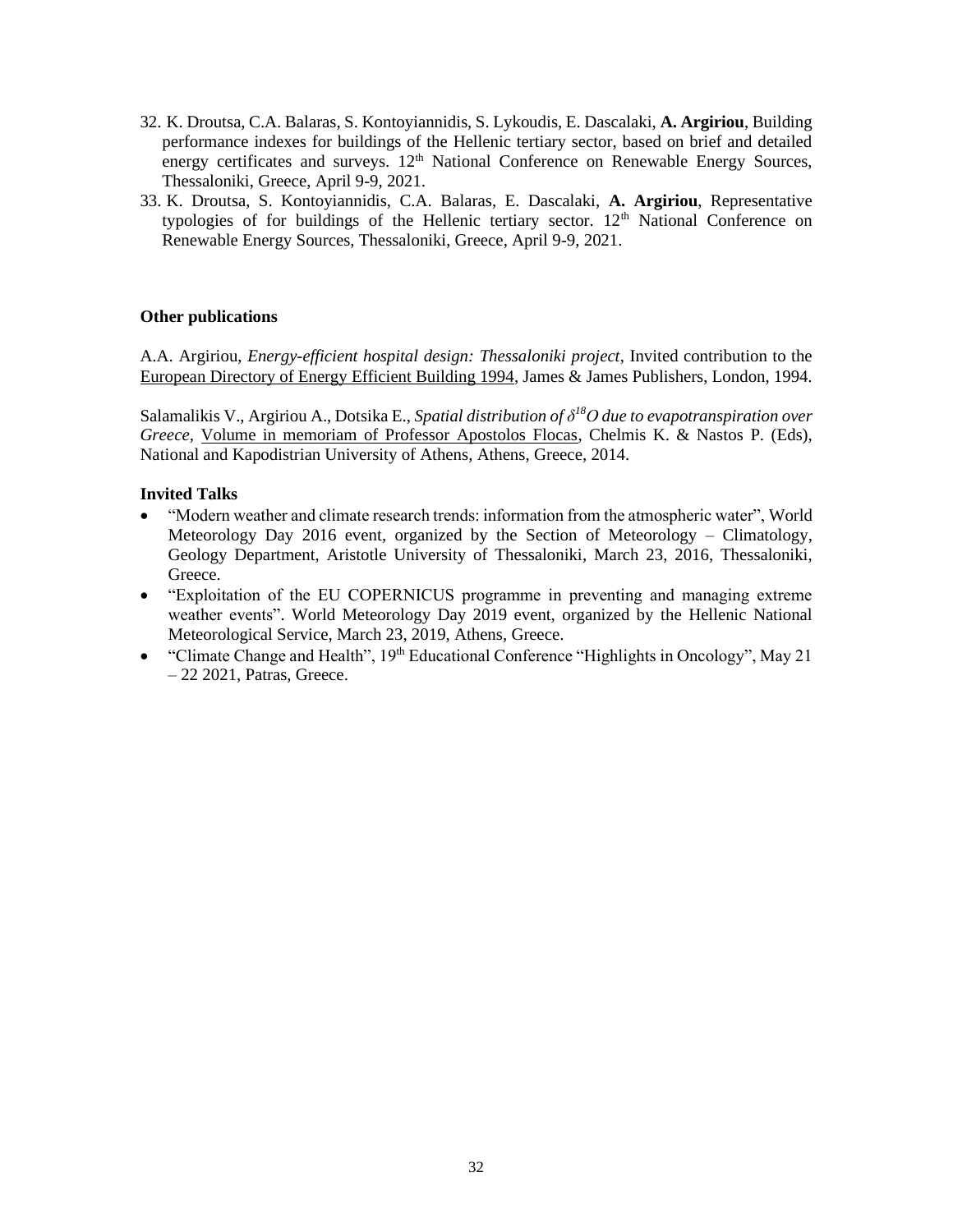32. K. Droutsa, C.A. Balaras, S. Kontoyiannidis, S. Lykoudis, E. Dascalaki, **A. Argiriou**, Building performance indexes for buildings of the Hellenic tertiary sector, based on brief and detailed energy certificates and surveys. 12th National Conference on Renewable Energy Sources, Thessaloniki, Greece, April 9-9, 2021.
33. K. Droutsa, S. Kontoyiannidis, C.A. Balaras, E. Dascalaki, **A. Argiriou**, Representative typologies of for buildings of the Hellenic tertiary sector. 12th National Conference on Renewable Energy Sources, Thessaloniki, Greece, April 9-9, 2021.

### Other publications

A.A. Argiriou, *Energy-efficient hospital design: Thessaloniki project*, Invited contribution to the European Directory of Energy Efficient Building 1994, James & James Publishers, London, 1994.

Salamalikis V., Argiriou A., Dotsika E., *Spatial distribution of $\delta^{18}O$ due to evapotranspiration over Greece*, Volume in memoriam of Professor Apostolos Flocas, Chelmis K. & Nastos P. (Eds), National and Kapodistrian University of Athens, Athens, Greece, 2014.

### Invited Talks

- "Modern weather and climate research trends: information from the atmospheric water", World Meteorology Day 2016 event, organized by the Section of Meteorology – Climatology, Geology Department, Aristotle University of Thessaloniki, March 23, 2016, Thessaloniki, Greece.
- "Exploitation of the EU COPERNICUS programme in preventing and managing extreme weather events". World Meteorology Day 2019 event, organized by the Hellenic National Meteorological Service, March 23, 2019, Athens, Greece.
- "Climate Change and Health", 19th Educational Conference "Highlights in Oncology", May 21 – 22 2021, Patras, Greece.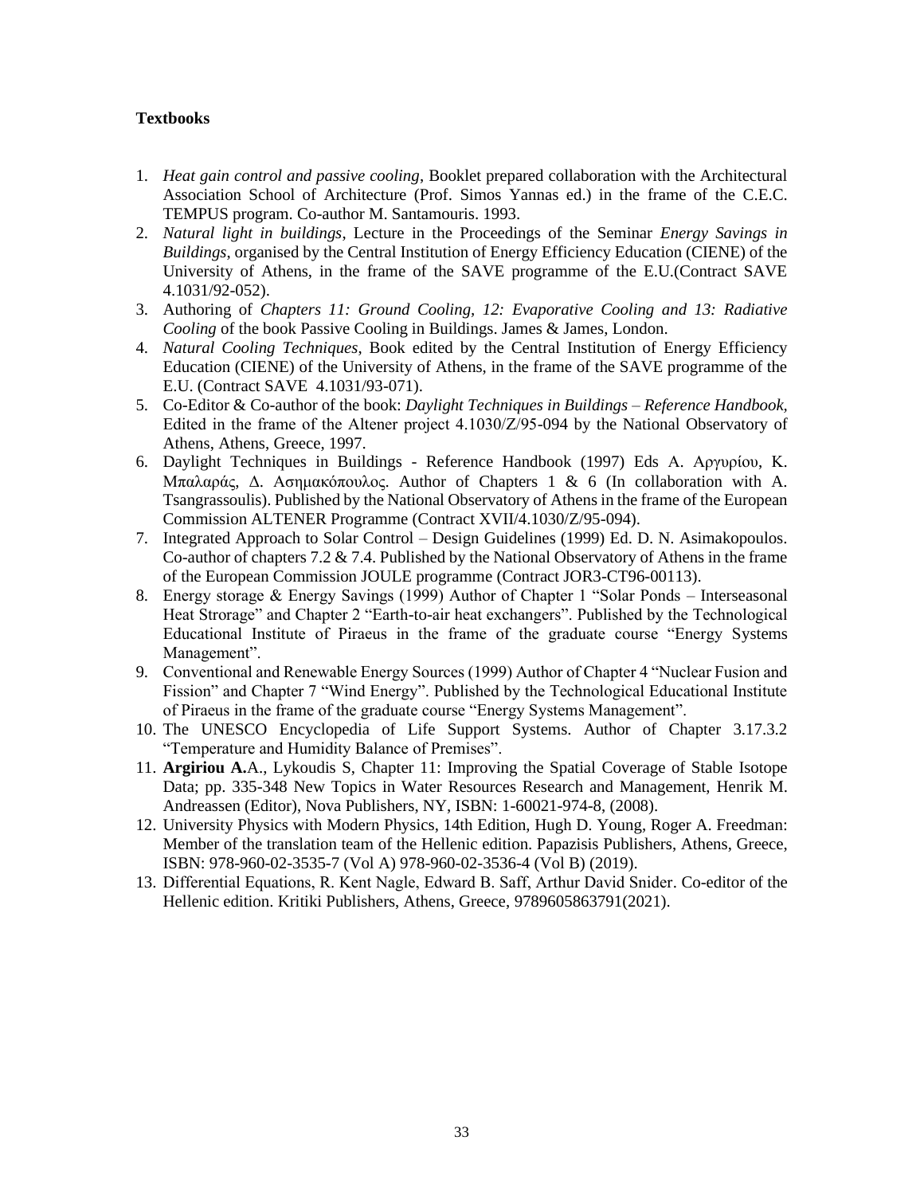**Textbooks**

1. *Heat gain control and passive cooling*, Booklet prepared collaboration with the Architectural Association School of Architecture (Prof. Simos Yannas ed.) in the frame of the C.E.C. TEMPUS program. Co-author M. Santamouris. 1993.
2. *Natural light in buildings*, Lecture in the Proceedings of the Seminar *Energy Savings in Buildings*, organised by the Central Institution of Energy Efficiency Education (CIENE) of the University of Athens, in the frame of the SAVE programme of the E.U.(Contract SAVE 4.1031/92-052).
3. Authoring of *Chapters 11: Ground Cooling, 12: Evaporative Cooling and 13: Radiative Cooling* of the book Passive Cooling in Buildings. James & James, London.
4. *Natural Cooling Techniques*, Book edited by the Central Institution of Energy Efficiency Education (CIENE) of the University of Athens, in the frame of the SAVE programme of the E.U. (Contract SAVE 4.1031/93-071).
5. Co-Editor & Co-author of the book: *Daylight Techniques in Buildings – Reference Handbook*, Edited in the frame of the Altener project 4.1030/Z/95-094 by the National Observatory of Athens, Athens, Greece, 1997.
6. Daylight Techniques in Buildings - Reference Handbook (1997) Eds Α. Αργυρίου, Κ. Μπαλαράς, Δ. Ασημακόπουλος. Author of Chapters 1 & 6 (In collaboration with A. Tsangrassoulis). Published by the National Observatory of Athens in the frame of the European Commission ALTENER Programme (Contract XVII/4.1030/Z/95-094).
7. Integrated Approach to Solar Control – Design Guidelines (1999) Ed. D. N. Asimakopoulos. Co-author of chapters 7.2 & 7.4. Published by the National Observatory of Athens in the frame of the European Commission JOULE programme (Contract JOR3-CT96-00113).
8. Energy storage & Energy Savings (1999) Author of Chapter 1 "Solar Ponds – Interseasonal Heat Strorage" and Chapter 2 "Earth-to-air heat exchangers". Published by the Technological Educational Institute of Piraeus in the frame of the graduate course "Energy Systems Management".
9. Conventional and Renewable Energy Sources (1999) Author of Chapter 4 "Nuclear Fusion and Fission" and Chapter 7 "Wind Energy". Published by the Technological Educational Institute of Piraeus in the frame of the graduate course "Energy Systems Management".
10. The UNESCO Encyclopedia of Life Support Systems. Author of Chapter 3.17.3.2 "Temperature and Humidity Balance of Premises".
11. **Argiriou A.**A., Lykoudis S, Chapter 11: Improving the Spatial Coverage of Stable Isotope Data; pp. 335-348 New Topics in Water Resources Research and Management, Henrik M. Andreassen (Editor), Nova Publishers, NY, ISBN: 1-60021-974-8, (2008).
12. University Physics with Modern Physics, 14th Edition, Hugh D. Young, Roger A. Freedman: Member of the translation team of the Hellenic edition. Papazisis Publishers, Athens, Greece, ISBN: 978-960-02-3535-7 (Vol A) 978-960-02-3536-4 (Vol B) (2019).
13. Differential Equations, R. Kent Nagle, Edward B. Saff, Arthur David Snider. Co-editor of the Hellenic edition. Kritiki Publishers, Athens, Greece, 9789605863791(2021).